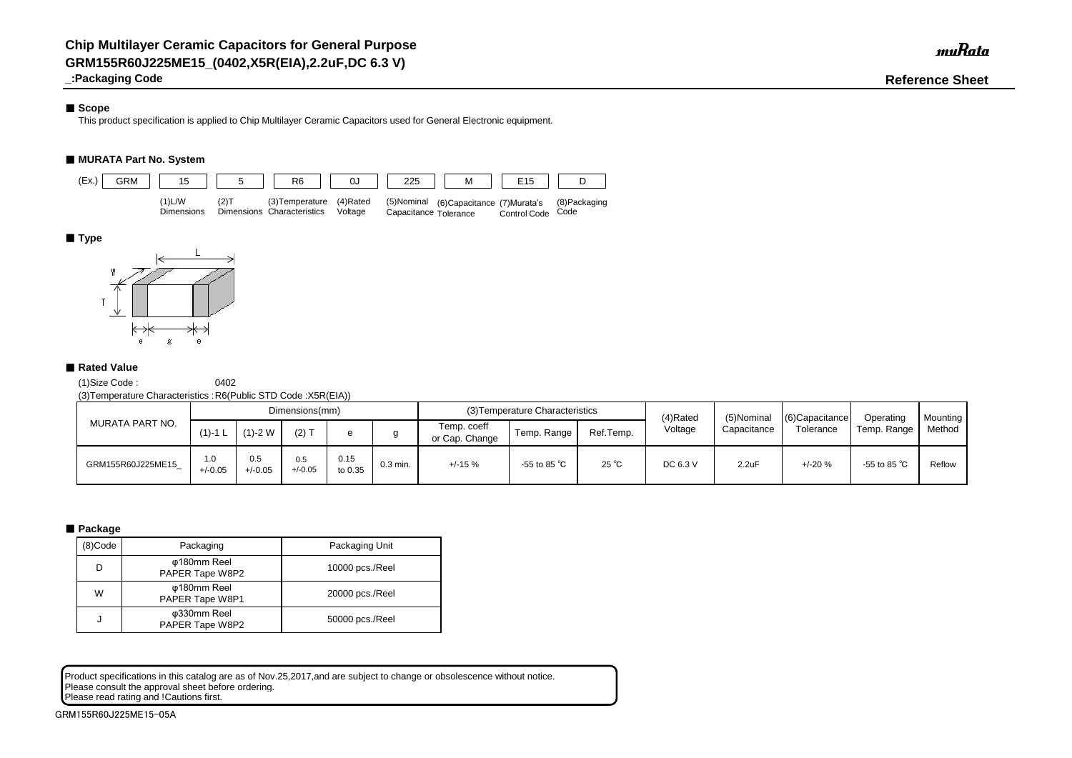# Chip Multilayer Ceramic Capacitors for General Purpose
## GRM155R60J225ME15_(0402,X5R(EIA),2.2uF,DC 6.3 V)
### _:Packaging Code

**Reference Sheet**

■ **Scope**

This product specification is applied to Chip Multilayer Ceramic Capacitors used for General Electronic equipment.

■ **MURATA Part No. System**

| (Ex.) GRM | 15 | 5 | R6 | 0J | 225 | M | E15 | D |
|---|---|---|---|---|---|---|---|---|
| | (1)L/W Dimensions | (2)T Dimensions | (3)Temperature Characteristics | (4)Rated Voltage | (5)Nominal Capacitance | (6)Capacitance Tolerance | (7)Murata's Control Code | (8)Packaging Code |

■ **Type**

■ **Rated Value**

(1)Size Code : 0402

(3)Temperature Characteristics : R6(Public STD Code :X5R(EIA))

| MURATA PART NO. | Dimensions(mm) | | | | | (3)Temperature Characteristics | | | (4)Rated Voltage | (5)Nominal Capacitance | (6)Capacitance Tolerance | Operating Temp. Range | Mounting Method |
|---|---|---|---|---|---|---|---|---|---|---|---|---|---|
| | (1)-1 L | (1)-2 W | (2) T | e | g | Temp. coeff or Cap. Change | Temp. Range | Ref.Temp. | | | | | |
| GRM155R60J225ME15_ | 1.0 +/-0.05 | 0.5 +/-0.05 | 0.5 +/-0.05 | 0.15 to 0.35 | 0.3 min. | +/-15 % | -55 to 85 ℃ | 25 ℃ | DC 6.3 V | 2.2uF | +/-20 % | -55 to 85 ℃ | Reflow |

■ **Package**

| (8)Code | Packaging | Packaging Unit |
|---|---|---|
| D | φ180mm Reel PAPER Tape W8P2 | 10000 pcs./Reel |
| W | φ180mm Reel PAPER Tape W8P1 | 20000 pcs./Reel |
| J | φ330mm Reel PAPER Tape W8P2 | 50000 pcs./Reel |

Product specifications in this catalog are as of Nov.25,2017,and are subject to change or obsolescence without notice.
Please consult the approval sheet before ordering.
Please read rating and !Cautions first.

GRM155R60J225ME15-05A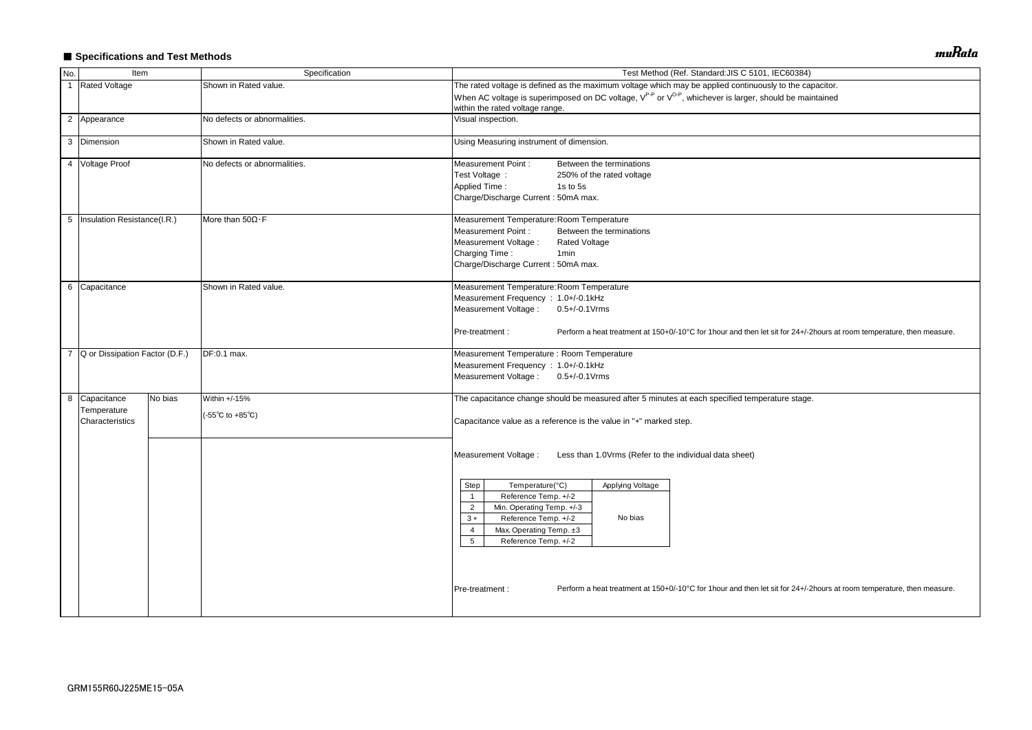■ **Specifications and Test Methods**

| No. | Item | | Specification | Test Method (Ref. Standard:JIS C 5101, IEC60384) |
|---|---|---|---|---|
| 1 | Rated Voltage | | Shown in Rated value. | The rated voltage is defined as the maximum voltage which may be applied continuously to the capacitor. When AC voltage is superimposed on DC voltage, $V^{P-P}$ or $V^{O-P}$, whichever is larger, should be maintained within the rated voltage range. |
| 2 | Appearance | | No defects or abnormalities. | Visual inspection. |
| 3 | Dimension | | Shown in Rated value. | Using Measuring instrument of dimension. |
| 4 | Voltage Proof | | No defects or abnormalities. | Measurement Point : Between the terminations<br>Test Voltage : 250% of the rated voltage<br>Applied Time : 1s to 5s<br>Charge/Discharge Current : 50mA max. |
| 5 | Insulation Resistance(I.R.) | | More than 50Ω·F | Measurement Temperature: Room Temperature<br>Measurement Point : Between the terminations<br>Measurement Voltage : Rated Voltage<br>Charging Time : 1min<br>Charge/Discharge Current : 50mA max. |
| 6 | Capacitance | | Shown in Rated value. | Measurement Temperature: Room Temperature<br>Measurement Frequency : 1.0+/-0.1kHz<br>Measurement Voltage : 0.5+/-0.1Vrms<br><br>Pre-treatment : Perform a heat treatment at 150+0/-10°C for 1hour and then let sit for 24+/-2hours at room temperature, then measure. |
| 7 | Q or Dissipation Factor (D.F.) | | DF:0.1 max. | Measurement Temperature : Room Temperature<br>Measurement Frequency : 1.0+/-0.1kHz<br>Measurement Voltage : 0.5+/-0.1Vrms |
| 8 | Capacitance Temperature Characteristics | No bias | Within +/-15%<br>(-55℃ to +85℃) | The capacitance change should be measured after 5 minutes at each specified temperature stage.<br><br>Capacitance value as a reference is the value in "*" marked step.<br><br>Measurement Voltage : Less than 1.0Vrms (Refer to the individual data sheet)<br><br>Pre-treatment : Perform a heat treatment at 150+0/-10°C for 1hour and then let sit for 24+/-2hours at room temperature, then measure. |

| Step | Temperature(°C) | Applying Voltage |
|---|---|---|
| 1 | Reference Temp. +/-2 | No bias |
| 2 | Min. Operating Temp. +/-3 | |
| 3 * | Reference Temp. +/-2 | |
| 4 | Max. Operating Temp. ±3 | |
| 5 | Reference Temp. +/-2 | |

GRM155R60J225ME15-05A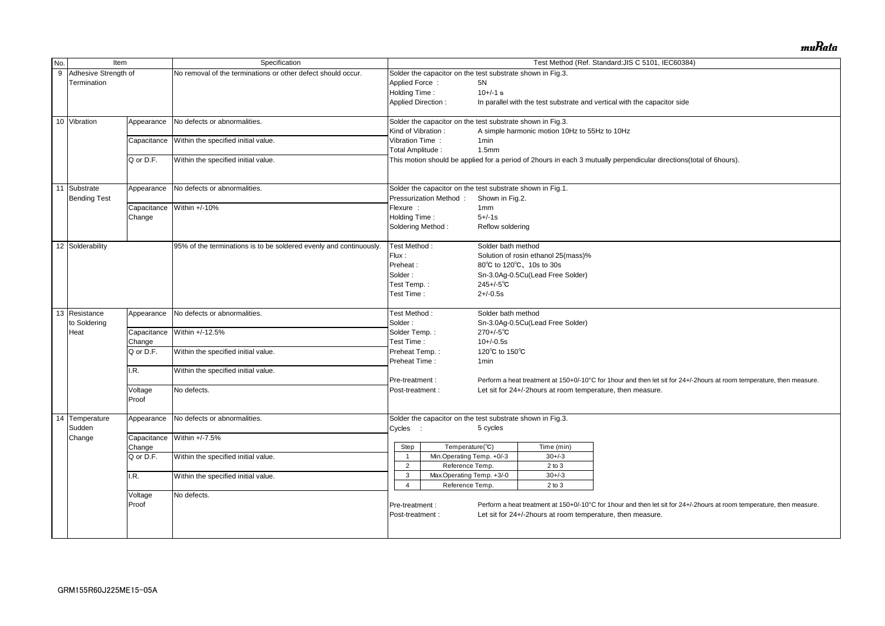| No. | Item | | Specification | Test Method (Ref. Standard:JIS C 5101, IEC60384) |
|---|---|---|---|---|
| 9 | Adhesive Strength of Termination | | No removal of the terminations or other defect should occur. | Solder the capacitor on the test substrate shown in Fig.3.<br>Applied Force : 5N<br>Holding Time : 10+/-1 s<br>Applied Direction : In parallel with the test substrate and vertical with the capacitor side |
| 10 | Vibration | Appearance | No defects or abnormalities. | Solder the capacitor on the test substrate shown in Fig.3.<br>Kind of Vibration : A simple harmonic motion 10Hz to 55Hz to 10Hz<br>Vibration Time : 1min<br>Total Amplitude : 1.5mm<br>This motion should be applied for a period of 2hours in each 3 mutually perpendicular directions(total of 6hours). |
| | | Capacitance | Within the specified initial value. | |
| | | Q or D.F. | Within the specified initial value. | |
| 11 | Substrate Bending Test | Appearance | No defects or abnormalities. | Solder the capacitor on the test substrate shown in Fig.1.<br>Pressurization Method : Shown in Fig.2.<br>Flexure : 1mm<br>Holding Time : 5+/-1s<br>Soldering Method : Reflow soldering |
| | | Capacitance Change | Within +/-10% | |
| 12 | Solderability | | 95% of the terminations is to be soldered evenly and continuously. | Test Method : Solder bath method<br>Flux : Solution of rosin ethanol 25(mass)%<br>Preheat : 80℃ to 120℃、10s to 30s<br>Solder : Sn-3.0Ag-0.5Cu(Lead Free Solder)<br>Test Temp. : 245+/-5℃<br>Test Time : 2+/-0.5s |
| 13 | Resistance to Soldering Heat | Appearance | No defects or abnormalities. | Test Method : Solder bath method<br>Solder : Sn-3.0Ag-0.5Cu(Lead Free Solder)<br>Solder Temp. : 270+/-5℃<br>Test Time : 10+/-0.5s<br>Preheat Temp. : 120℃ to 150℃<br>Preheat Time : 1min<br>Pre-treatment : Perform a heat treatment at 150+0/-10°C for 1hour and then let sit for 24+/-2hours at room temperature, then measure.<br>Post-treatment : Let sit for 24+/-2hours at room temperature, then measure. |
| | | Capacitance Change | Within +/-12.5% | |
| | | Q or D.F. | Within the specified initial value. | |
| | | I.R. | Within the specified initial value. | |
| | | Voltage Proof | No defects. | |
| 14 | Temperature Sudden Change | Appearance | No defects or abnormalities. | Solder the capacitor on the test substrate shown in Fig.3.<br>Cycles : 5 cycles<br>Step 1: Min.Operating Temp. +0/-3, 30+/-3 min<br>Step 2: Reference Temp., 2 to 3 min<br>Step 3: Max.Operating Temp. +3/-0, 30+/-3 min<br>Step 4: Reference Temp., 2 to 3 min<br>Pre-treatment : Perform a heat treatment at 150+0/-10°C for 1hour and then let sit for 24+/-2hours at room temperature, then measure.<br>Post-treatment : Let sit for 24+/-2hours at room temperature, then measure. |
| | | Capacitance Change | Within +/-7.5% | |
| | | Q or D.F. | Within the specified initial value. | |
| | | I.R. | Within the specified initial value. | |
| | | Voltage Proof | No defects. | |

| Step | Temperature(℃) | Time (min) |
|---|---|---|
| 1 | Min.Operating Temp. +0/-3 | 30+/-3 |
| 2 | Reference Temp. | 2 to 3 |
| 3 | Max.Operating Temp. +3/-0 | 30+/-3 |
| 4 | Reference Temp. | 2 to 3 |

GRM155R60J225ME15-05A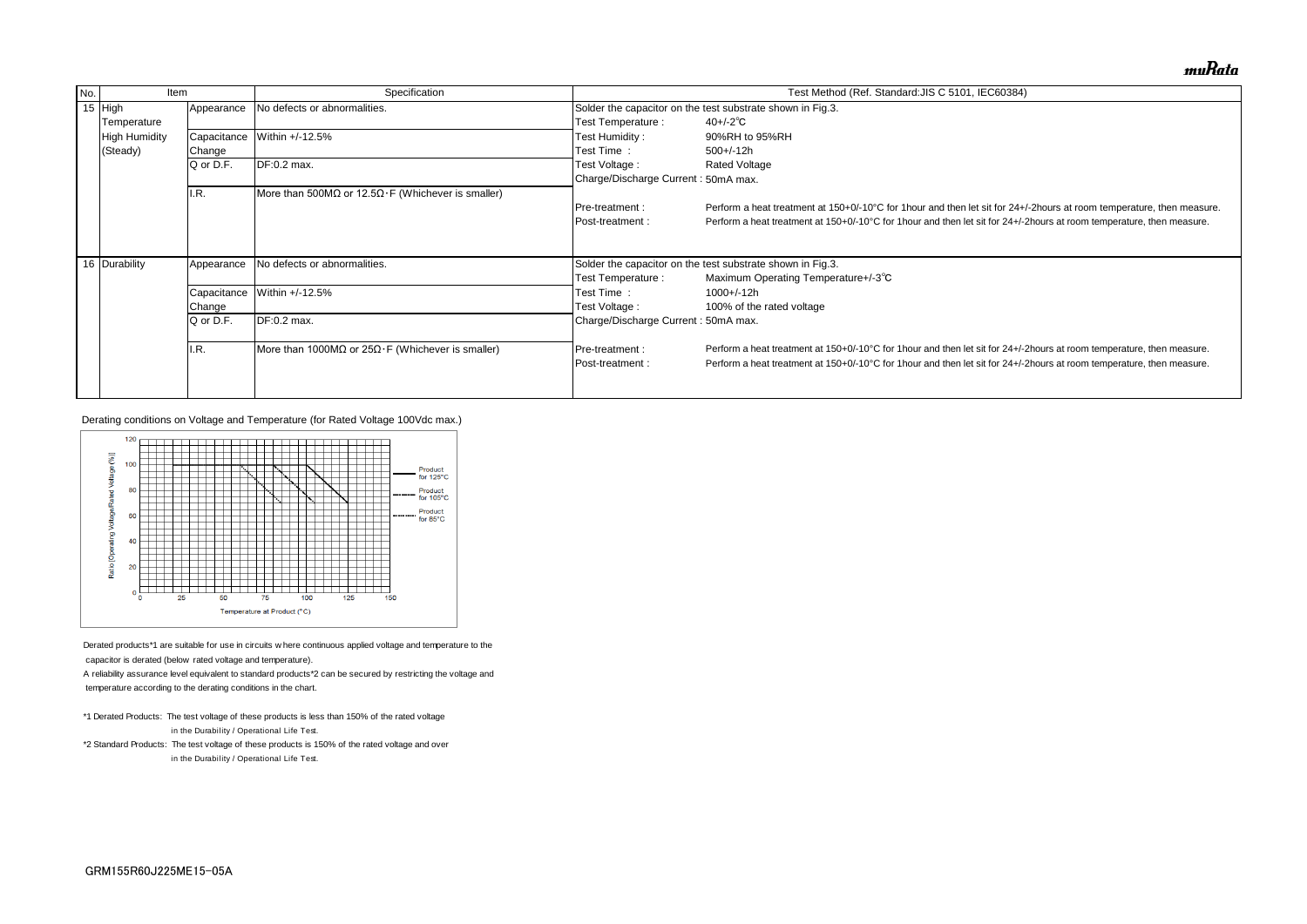| No. | Item | | Specification | Test Method (Ref. Standard:JIS C 5101, IEC60384) |
|---|---|---|---|---|
| 15 | High Temperature High Humidity (Steady) | Appearance | No defects or abnormalities. | Solder the capacitor on the test substrate shown in Fig.3.<br>Test Temperature : 40+/-2℃<br>Test Humidity : 90%RH to 95%RH<br>Test Time : 500+/-12h<br>Test Voltage : Rated Voltage<br>Charge/Discharge Current : 50mA max.<br><br>Pre-treatment : Perform a heat treatment at 150+0/-10°C for 1hour and then let sit for 24+/-2hours at room temperature, then measure.<br>Post-treatment : Perform a heat treatment at 150+0/-10°C for 1hour and then let sit for 24+/-2hours at room temperature, then measure. |
| | | Capacitance Change | Within +/-12.5% | |
| | | Q or D.F. | DF:0.2 max. | |
| | | I.R. | More than 500MΩ or 12.5Ω·F (Whichever is smaller) | |
| 16 | Durability | Appearance | No defects or abnormalities. | Solder the capacitor on the test substrate shown in Fig.3.<br>Test Temperature : Maximum Operating Temperature+/-3℃<br>Test Time : 1000+/-12h<br>Test Voltage : 100% of the rated voltage<br>Charge/Discharge Current : 50mA max.<br><br>Pre-treatment : Perform a heat treatment at 150+0/-10°C for 1hour and then let sit for 24+/-2hours at room temperature, then measure.<br>Post-treatment : Perform a heat treatment at 150+0/-10°C for 1hour and then let sit for 24+/-2hours at room temperature, then measure. |
| | | Capacitance Change | Within +/-12.5% | |
| | | Q or D.F. | DF:0.2 max. | |
| | | I.R. | More than 1000MΩ or 25Ω·F (Whichever is smaller) | |

Derating conditions on Voltage and Temperature (for Rated Voltage 100Vdc max.)

Derated products*1 are suitable for use in circuits where continuous applied voltage and temperature to the capacitor is derated (below rated voltage and temperature).

A reliability assurance level equivalent to standard products*2 can be secured by restricting the voltage and temperature according to the derating conditions in the chart.

*1 Derated Products: The test voltage of these products is less than 150% of the rated voltage in the Durability / Operational Life Test.

*2 Standard Products: The test voltage of these products is 150% of the rated voltage and over in the Durability / Operational Life Test.

GRM155R60J225ME15-05A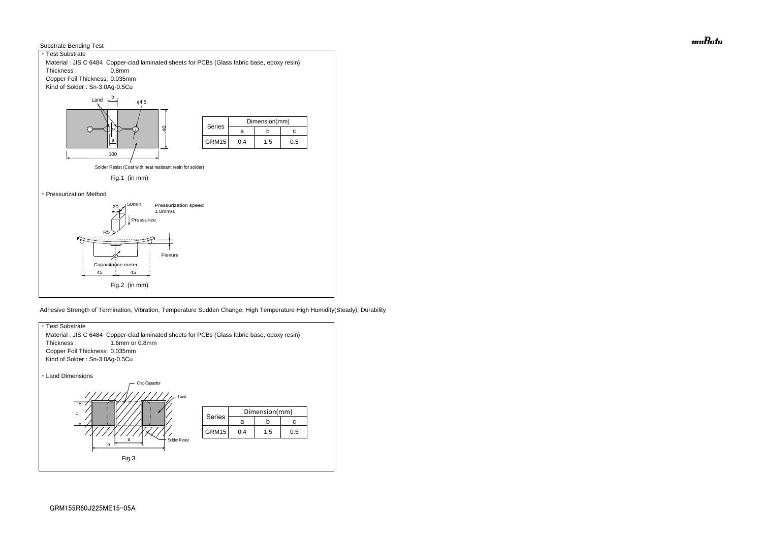Substrate Bending Test

・Test Substrate

Material : JIS C 6484 Copper-clad laminated sheets for PCBs (Glass fabric base, epoxy resin)
Thickness : 0.8mm
Copper Foil Thickness: 0.035mm
Kind of Solder : Sn-3.0Ag-0.5Cu

| Series | Dimension(mm) | | |
|---|---|---|---|
| | a | b | c |
| GRM15 | 0.4 | 1.5 | 0.5 |

Fig.1 (in mm)

・Pressurization Method

Fig.2 (in mm)

Adhesive Strength of Termination, Vibration, Temperature Sudden Change, High Temperature High Humidity(Steady), Durability

・Test Substrate

Material : JIS C 6484 Copper-clad laminated sheets for PCBs (Glass fabric base, epoxy resin)
Thickness : 1.6mm or 0.8mm
Copper Foil Thickness: 0.035mm
Kind of Solder : Sn-3.0Ag-0.5Cu

・Land Dimensions

| Series | Dimension(mm) | | |
|---|---|---|---|
| | a | b | c |
| GRM15 | 0.4 | 1.5 | 0.5 |

Fig.3

GRM155R60J225ME15-05A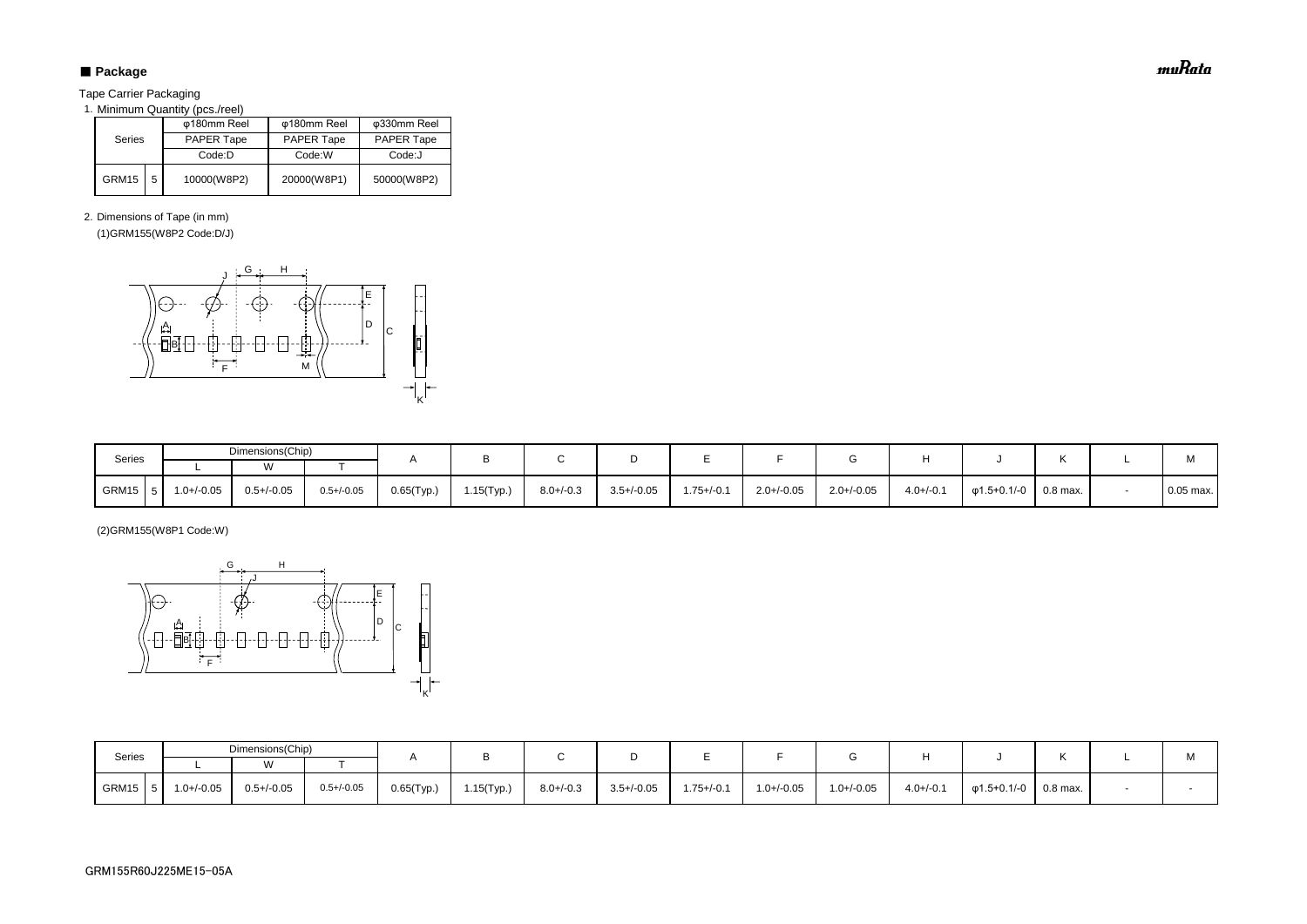## ■ Package

Tape Carrier Packaging

1. Minimum Quantity (pcs./reel)

| Series | | φ180mm Reel PAPER Tape Code:D | φ180mm Reel PAPER Tape Code:W | φ330mm Reel PAPER Tape Code:J |
|---|---|---|---|---|
| GRM15 | 5 | 10000(W8P2) | 20000(W8P1) | 50000(W8P2) |

2. Dimensions of Tape (in mm)

(1)GRM155(W8P2 Code:D/J)

| Series | | Dimensions(Chip) | | | A | B | C | D | E | F | G | H | J | K | L | M |
|---|---|---|---|---|---|---|---|---|---|---|---|---|---|---|---|---|
| | | L | W | T | | | | | | | | | | | | |
| GRM15 | 5 | 1.0+/-0.05 | 0.5+/-0.05 | 0.5+/-0.05 | 0.65(Typ.) | 1.15(Typ.) | 8.0+/-0.3 | 3.5+/-0.05 | 1.75+/-0.1 | 2.0+/-0.05 | 2.0+/-0.05 | 4.0+/-0.1 | φ1.5+0.1/-0 | 0.8 max. | - | 0.05 max. |

(2)GRM155(W8P1 Code:W)

| Series | | Dimensions(Chip) | | | A | B | C | D | E | F | G | H | J | K | L | M |
|---|---|---|---|---|---|---|---|---|---|---|---|---|---|---|---|---|
| | | L | W | T | | | | | | | | | | | | |
| GRM15 | 5 | 1.0+/-0.05 | 0.5+/-0.05 | 0.5+/-0.05 | 0.65(Typ.) | 1.15(Typ.) | 8.0+/-0.3 | 3.5+/-0.05 | 1.75+/-0.1 | 1.0+/-0.05 | 1.0+/-0.05 | 4.0+/-0.1 | φ1.5+0.1/-0 | 0.8 max. | - | - |

GRM155R60J225ME15-05A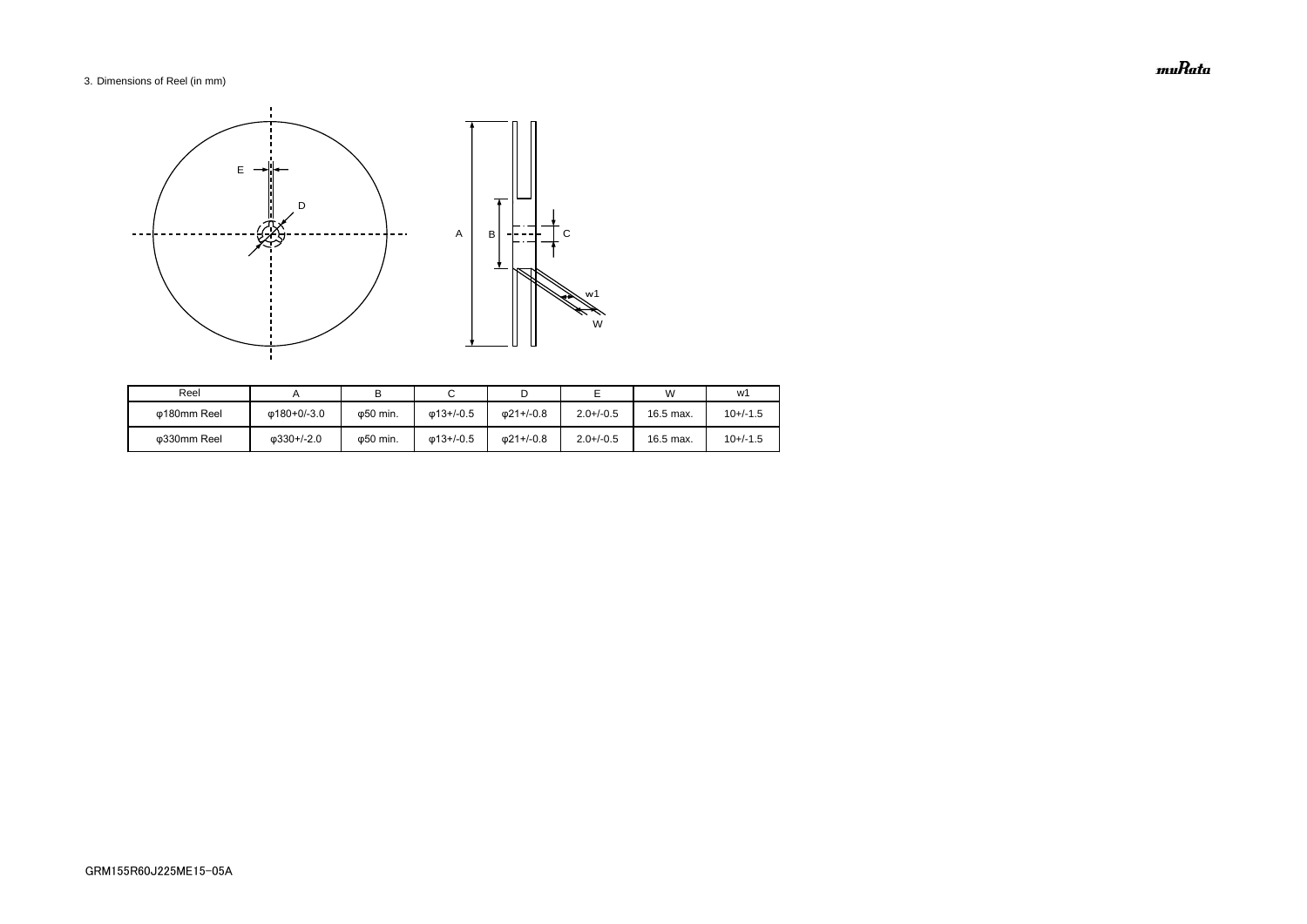3. Dimensions of Reel (in mm)

| Reel | A | B | C | D | E | W | w1 |
|---|---|---|---|---|---|---|---|
| φ180mm Reel | φ180+0/-3.0 | φ50 min. | φ13+/-0.5 | φ21+/-0.8 | 2.0+/-0.5 | 16.5 max. | 10+/-1.5 |
| φ330mm Reel | φ330+/-2.0 | φ50 min. | φ13+/-0.5 | φ21+/-0.8 | 2.0+/-0.5 | 16.5 max. | 10+/-1.5 |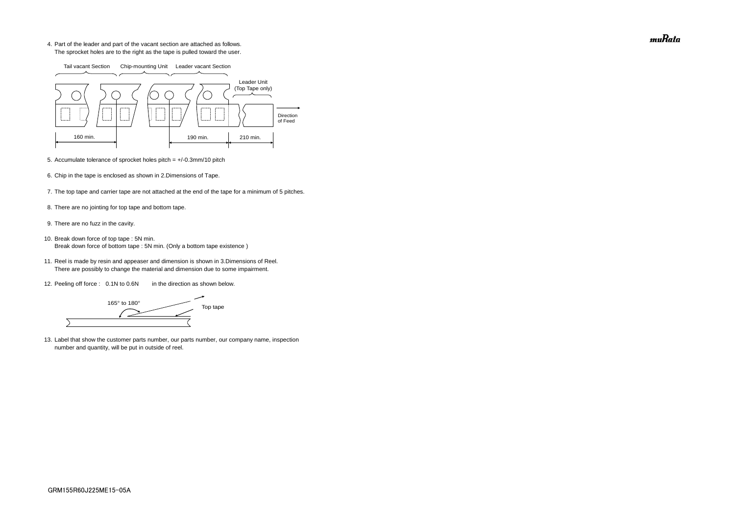4. Part of the leader and part of the vacant section are attached as follows.
   The sprocket holes are to the right as the tape is pulled toward the user.

Tail vacant Section　Chip-mounting Unit　Leader vacant Section

Leader Unit (Top Tape only)

Direction of Feed

160 min.　190 min.　210 min.

5. Accumulate tolerance of sprocket holes pitch = +/-0.3mm/10 pitch

6. Chip in the tape is enclosed as shown in 2.Dimensions of Tape.

7. The top tape and carrier tape are not attached at the end of the tape for a minimum of 5 pitches.

8. There are no jointing for top tape and bottom tape.

9. There are no fuzz in the cavity.

10. Break down force of top tape : 5N min.
    Break down force of bottom tape : 5N min. (Only a bottom tape existence )

11. Reel is made by resin and appeaser and dimension is shown in 3.Dimensions of Reel.
    There are possibly to change the material and dimension due to some impairment.

12. Peeling off force : 0.1N to 0.6N in the direction as shown below.

165° to 180°　Top tape

13. Label that show the customer parts number, our parts number, our company name, inspection number and quantity, will be put in outside of reel.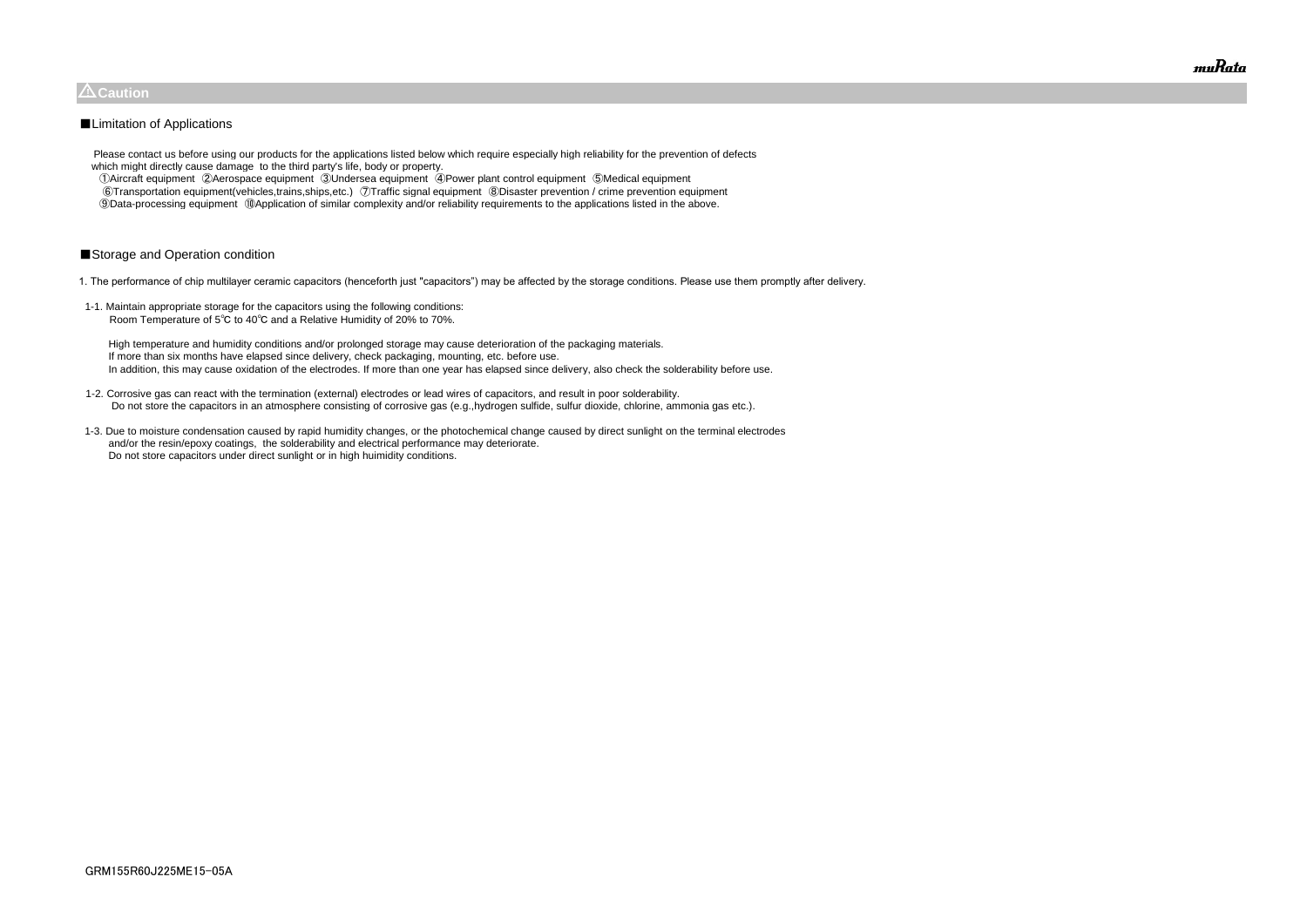## ⚠Caution

■Limitation of Applications

Please contact us before using our products for the applications listed below which require especially high reliability for the prevention of defects which might directly cause damage to the third party's life, body or property.

①Aircraft equipment ②Aerospace equipment ③Undersea equipment ④Power plant control equipment ⑤Medical equipment
⑥Transportation equipment(vehicles,trains,ships,etc.) ⑦Traffic signal equipment ⑧Disaster prevention / crime prevention equipment
⑨Data-processing equipment ⑩Application of similar complexity and/or reliability requirements to the applications listed in the above.

■Storage and Operation condition

1. The performance of chip multilayer ceramic capacitors (henceforth just "capacitors") may be affected by the storage conditions. Please use them promptly after delivery.

1-1. Maintain appropriate storage for the capacitors using the following conditions:
Room Temperature of 5℃ to 40℃ and a Relative Humidity of 20% to 70%.

High temperature and humidity conditions and/or prolonged storage may cause deterioration of the packaging materials.
If more than six months have elapsed since delivery, check packaging, mounting, etc. before use.
In addition, this may cause oxidation of the electrodes. If more than one year has elapsed since delivery, also check the solderability before use.

1-2. Corrosive gas can react with the termination (external) electrodes or lead wires of capacitors, and result in poor solderability.
Do not store the capacitors in an atmosphere consisting of corrosive gas (e.g.,hydrogen sulfide, sulfur dioxide, chlorine, ammonia gas etc.).

1-3. Due to moisture condensation caused by rapid humidity changes, or the photochemical change caused by direct sunlight on the terminal electrodes and/or the resin/epoxy coatings, the solderability and electrical performance may deteriorate.
Do not store capacitors under direct sunlight or in high huimidity conditions.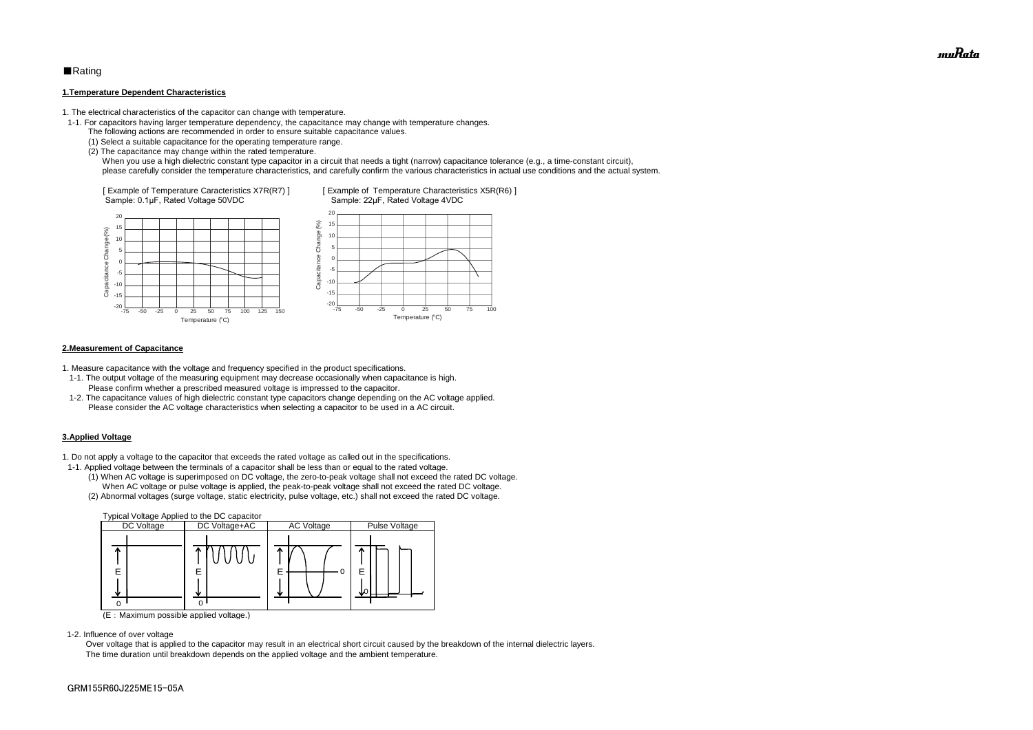## ■Rating

### 1.Temperature Dependent Characteristics

1. The electrical characteristics of the capacitor can change with temperature.

 1-1. For capacitors having larger temperature dependency, the capacitance may change with temperature changes.
 The following actions are recommended in order to ensure suitable capacitance values.
 (1) Select a suitable capacitance for the operating temperature range.
 (2) The capacitance may change within the rated temperature.
 When you use a high dielectric constant type capacitor in a circuit that needs a tight (narrow) capacitance tolerance (e.g., a time-constant circuit), please carefully consider the temperature characteristics, and carefully confirm the various characteristics in actual use conditions and the actual system.

[ Example of Temperature Caracteristics X7R(R7) ]
Sample: 0.1μF, Rated Voltage 50VDC

[ Example of Temperature Characteristics X5R(R6) ]
Sample: 22μF, Rated Voltage 4VDC

### 2.Measurement of Capacitance

1. Measure capacitance with the voltage and frequency specified in the product specifications.

 1-1. The output voltage of the measuring equipment may decrease occasionally when capacitance is high.
 Please confirm whether a prescribed measured voltage is impressed to the capacitor.

 1-2. The capacitance values of high dielectric constant type capacitors change depending on the AC voltage applied.
 Please consider the AC voltage characteristics when selecting a capacitor to be used in a AC circuit.

### 3.Applied Voltage

1. Do not apply a voltage to the capacitor that exceeds the rated voltage as called out in the specifications.

 1-1. Applied voltage between the terminals of a capacitor shall be less than or equal to the rated voltage.
 (1) When AC voltage is superimposed on DC voltage, the zero-to-peak voltage shall not exceed the rated DC voltage.
 When AC voltage or pulse voltage is applied, the peak-to-peak voltage shall not exceed the rated DC voltage.
 (2) Abnormal voltages (surge voltage, static electricity, pulse voltage, etc.) shall not exceed the rated DC voltage.

Typical Voltage Applied to the DC capacitor

| DC Voltage | DC Voltage+AC | AC Voltage | Pulse Voltage |
|---|---|---|---|
| E, 0 | E, 0 | E, 0 | E, 0 |

(E : Maximum possible applied voltage.)

 1-2. Influence of over voltage
 Over voltage that is applied to the capacitor may result in an electrical short circuit caused by the breakdown of the internal dielectric layers.
 The time duration until breakdown depends on the applied voltage and the ambient temperature.

GRM155R60J225ME15-05A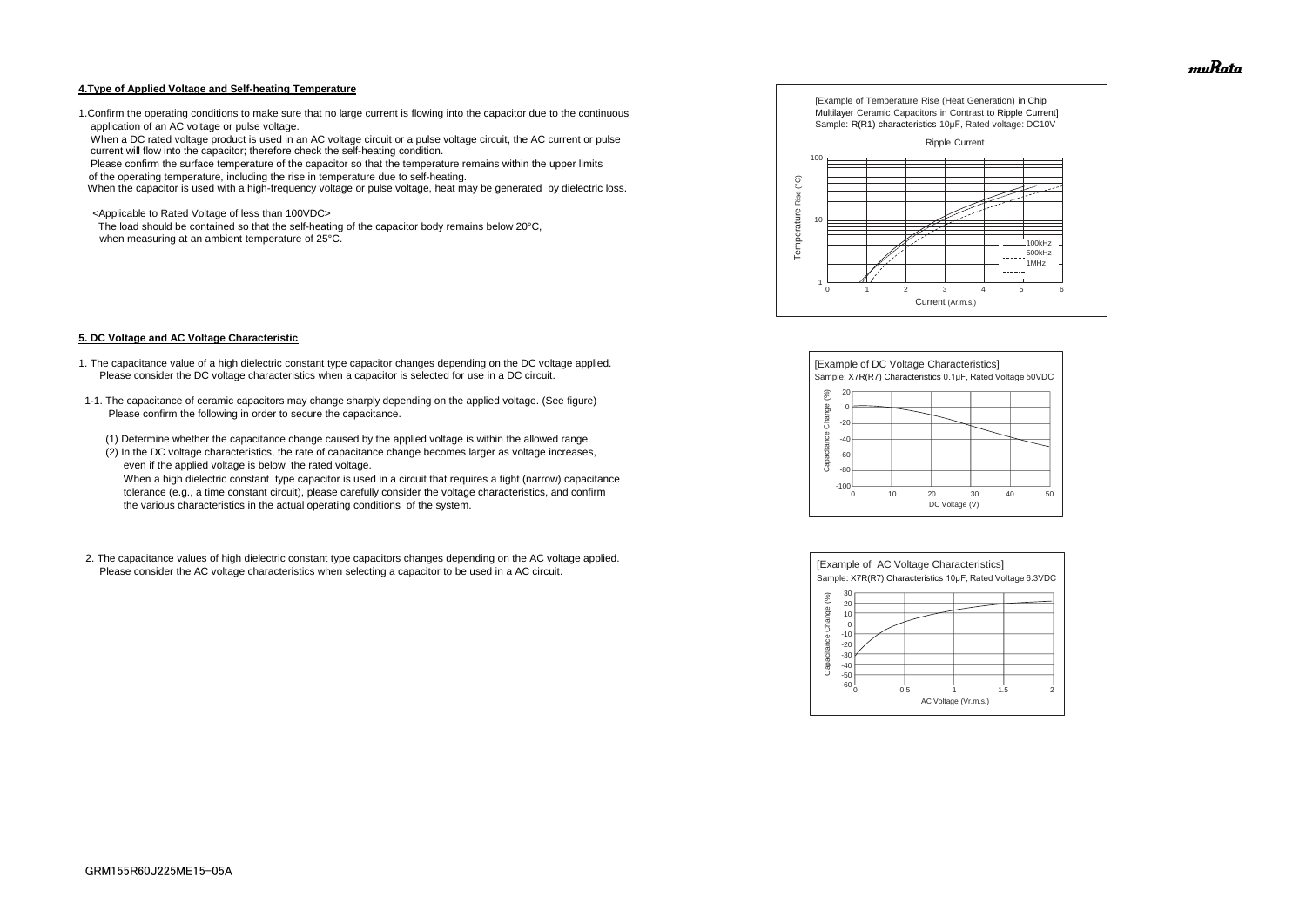**4.Type of Applied Voltage and Self-heating Temperature**

1.Confirm the operating conditions to make sure that no large current is flowing into the capacitor due to the continuous application of an AC voltage or pulse voltage.
When a DC rated voltage product is used in an AC voltage circuit or a pulse voltage circuit, the AC current or pulse current will flow into the capacitor; therefore check the self-heating condition.
Please confirm the surface temperature of the capacitor so that the temperature remains within the upper limits of the operating temperature, including the rise in temperature due to self-heating.
When the capacitor is used with a high-frequency voltage or pulse voltage, heat may be generated by dielectric loss.

<Applicable to Rated Voltage of less than 100VDC>
The load should be contained so that the self-heating of the capacitor body remains below 20°C, when measuring at an ambient temperature of 25°C.

[Example of Temperature Rise (Heat Generation) in Chip Multilayer Ceramic Capacitors in Contrast to Ripple Current]
Sample: R(R1) characteristics 10μF, Rated voltage: DC10V

Ripple Current

Temperature Rise (°C) / Current (Ar.m.s.) — 100kHz, 500kHz, 1MHz

**5. DC Voltage and AC Voltage Characteristic**

1. The capacitance value of a high dielectric constant type capacitor changes depending on the DC voltage applied. Please consider the DC voltage characteristics when a capacitor is selected for use in a DC circuit.

1-1. The capacitance of ceramic capacitors may change sharply depending on the applied voltage. (See figure) Please confirm the following in order to secure the capacitance.

(1) Determine whether the capacitance change caused by the applied voltage is within the allowed range.
(2) In the DC voltage characteristics, the rate of capacitance change becomes larger as voltage increases, even if the applied voltage is below the rated voltage.
When a high dielectric constant type capacitor is used in a circuit that requires a tight (narrow) capacitance tolerance (e.g., a time constant circuit), please carefully consider the voltage characteristics, and confirm the various characteristics in the actual operating conditions of the system.

[Example of DC Voltage Characteristics]
Sample: X7R(R7) Characteristics 0.1μF, Rated Voltage 50VDC

Capacitance Change (%) / DC Voltage (V)

2. The capacitance values of high dielectric constant type capacitors changes depending on the AC voltage applied. Please consider the AC voltage characteristics when selecting a capacitor to be used in a AC circuit.

[Example of AC Voltage Characteristics]
Sample: X7R(R7) Characteristics 10μF, Rated Voltage 6.3VDC

Capacitance Change (%) / AC Voltage (Vr.m.s.)

GRM155R60J225ME15-05A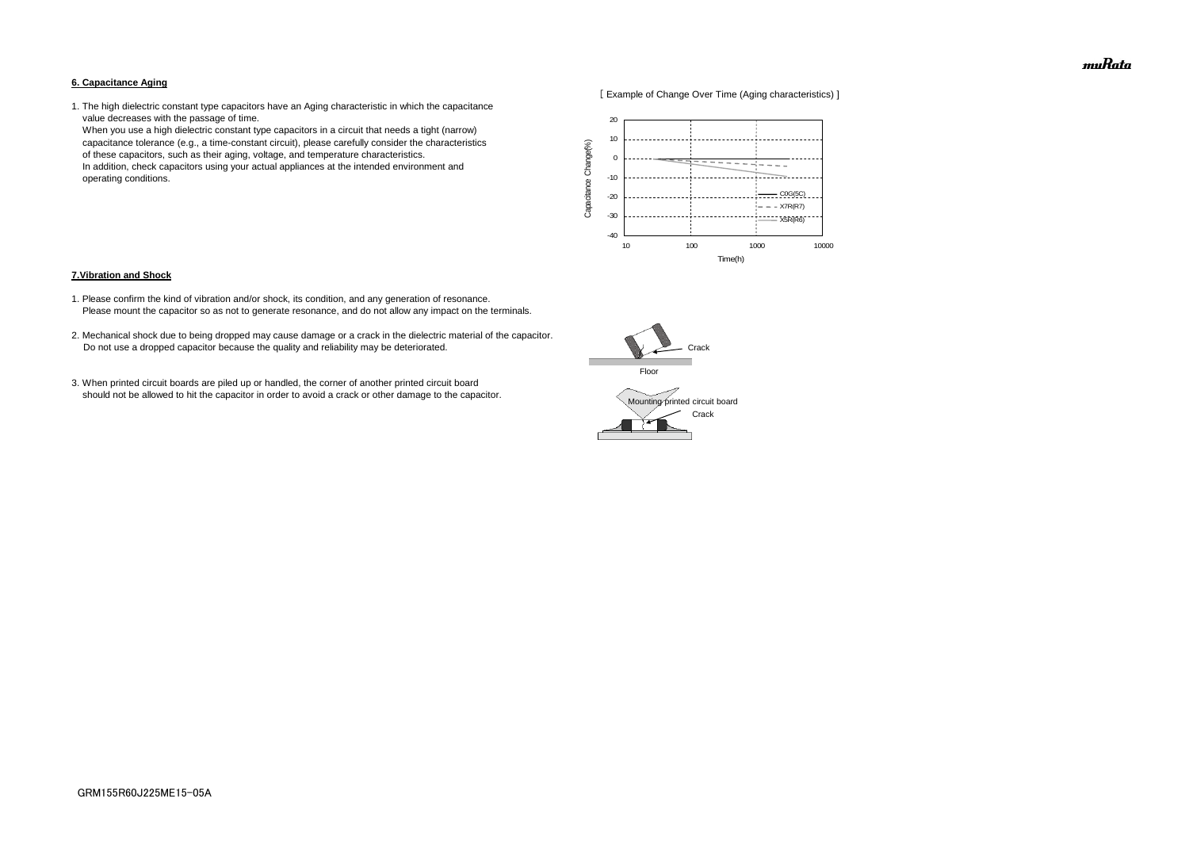#### 6. Capacitance Aging

1. The high dielectric constant type capacitors have an Aging characteristic in which the capacitance value decreases with the passage of time.
   When you use a high dielectric constant type capacitors in a circuit that needs a tight (narrow) capacitance tolerance (e.g., a time-constant circuit), please carefully consider the characteristics of these capacitors, such as their aging, voltage, and temperature characteristics.
   In addition, check capacitors using your actual appliances at the intended environment and operating conditions.

［ Example of Change Over Time (Aging characteristics) ］

#### 7.Vibration and Shock

1. Please confirm the kind of vibration and/or shock, its condition, and any generation of resonance.
   Please mount the capacitor so as not to generate resonance, and do not allow any impact on the terminals.

2. Mechanical shock due to being dropped may cause damage or a crack in the dielectric material of the capacitor.
   Do not use a dropped capacitor because the quality and reliability may be deteriorated.

3. When printed circuit boards are piled up or handled, the corner of another printed circuit board should not be allowed to hit the capacitor in order to avoid a crack or other damage to the capacitor.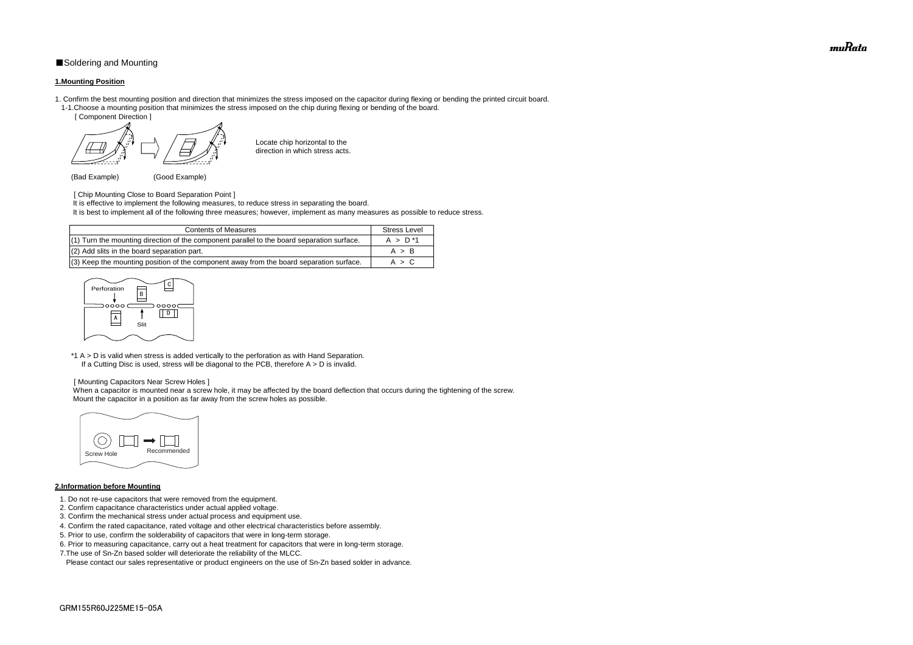■Soldering and Mounting

**1.Mounting Position**

1. Confirm the best mounting position and direction that minimizes the stress imposed on the capacitor during flexing or bending the printed circuit board.
   1-1.Choose a mounting position that minimizes the stress imposed on the chip during flexing or bending of the board.

[ Component Direction ]

Locate chip horizontal to the direction in which stress acts.

(Bad Example) (Good Example)

[ Chip Mounting Close to Board Separation Point ]

It is effective to implement the following measures, to reduce stress in separating the board.

It is best to implement all of the following three measures; however, implement as many measures as possible to reduce stress.

| Contents of Measures | Stress Level |
|---|---|
| (1) Turn the mounting direction of the component parallel to the board separation surface. | A > D *1 |
| (2) Add slits in the board separation part. | A > B |
| (3) Keep the mounting position of the component away from the board separation surface. | A > C |

Perforation B C A D Slit

*1 A > D is valid when stress is added vertically to the perforation as with Hand Separation.
If a Cutting Disc is used, stress will be diagonal to the PCB, therefore A > D is invalid.

[ Mounting Capacitors Near Screw Holes ]

When a capacitor is mounted near a screw hole, it may be affected by the board deflection that occurs during the tightening of the screw.
Mount the capacitor in a position as far away from the screw holes as possible.

Screw Hole Recommended

**2.Information before Mounting**

1. Do not re-use capacitors that were removed from the equipment.
2. Confirm capacitance characteristics under actual applied voltage.
3. Confirm the mechanical stress under actual process and equipment use.
4. Confirm the rated capacitance, rated voltage and other electrical characteristics before assembly.
5. Prior to use, confirm the solderability of capacitors that were in long-term storage.
6. Prior to measuring capacitance, carry out a heat treatment for capacitors that were in long-term storage.
7. The use of Sn-Zn based solder will deteriorate the reliability of the MLCC.
   Please contact our sales representative or product engineers on the use of Sn-Zn based solder in advance.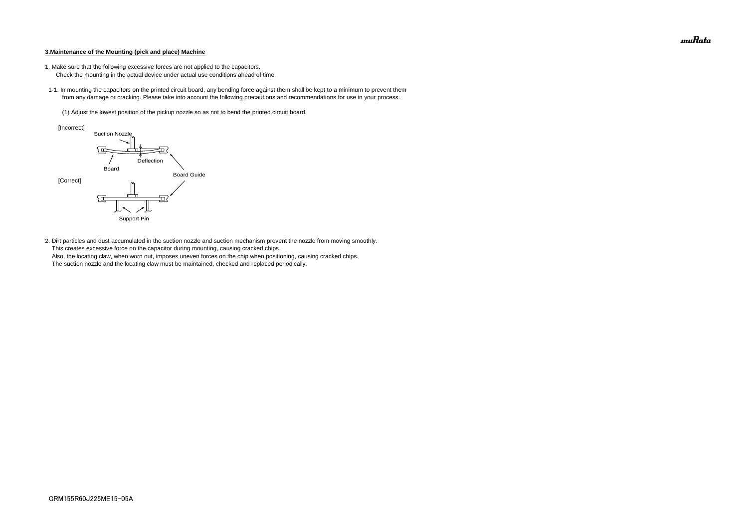**3.Maintenance of the Mounting (pick and place) Machine**

1. Make sure that the following excessive forces are not applied to the capacitors.
   Check the mounting in the actual device under actual use conditions ahead of time.

1-1. In mounting the capacitors on the printed circuit board, any bending force against them shall be kept to a minimum to prevent them from any damage or cracking. Please take into account the following precautions and recommendations for use in your process.

(1) Adjust the lowest position of the pickup nozzle so as not to bend the printed circuit board.

[Incorrect]

Suction Nozzle

Deflection

Board

Board Guide

[Correct]

Support Pin

2. Dirt particles and dust accumulated in the suction nozzle and suction mechanism prevent the nozzle from moving smoothly.
   This creates excessive force on the capacitor during mounting, causing cracked chips.
   Also, the locating claw, when worn out, imposes uneven forces on the chip when positioning, causing cracked chips.
   The suction nozzle and the locating claw must be maintained, checked and replaced periodically.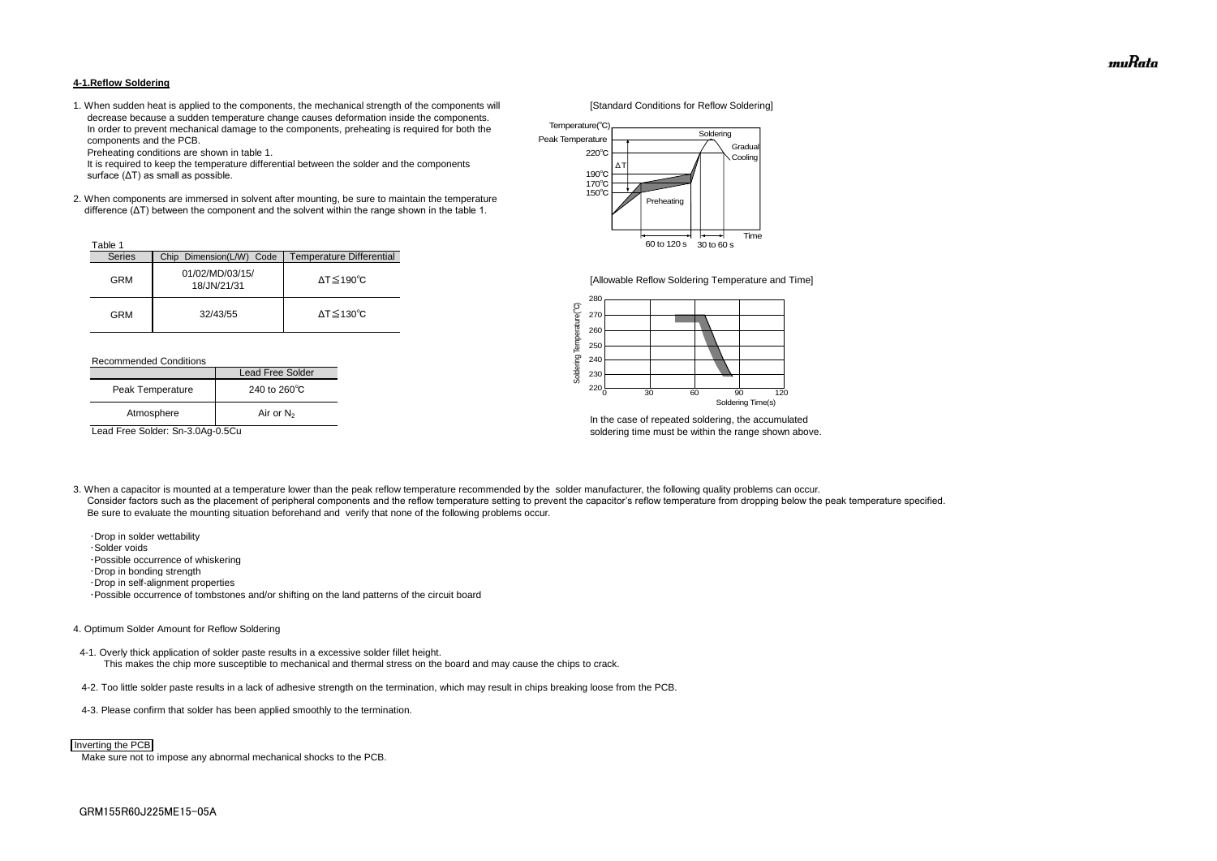#### 4-1.Reflow Soldering

1. When sudden heat is applied to the components, the mechanical strength of the components will decrease because a sudden temperature change causes deformation inside the components. In order to prevent mechanical damage to the components, preheating is required for both the components and the PCB.
   Preheating conditions are shown in table 1.
   It is required to keep the temperature differential between the solder and the components surface (ΔT) as small as possible.

2. When components are immersed in solvent after mounting, be sure to maintain the temperature difference (ΔT) between the component and the solvent within the range shown in the table 1.

Table 1

| Series | Chip Dimension(L/W) Code | Temperature Differential |
|---|---|---|
| GRM | 01/02/MD/03/15/ 18/JN/21/31 | ΔT≦190℃ |
| GRM | 32/43/55 | ΔT≦130℃ |

Recommended Conditions

| | Lead Free Solder |
|---|---|
| Peak Temperature | 240 to 260℃ |
| Atmosphere | Air or $N_2$ |

Lead Free Solder: Sn-3.0Ag-0.5Cu

[Standard Conditions for Reflow Soldering]

[Allowable Reflow Soldering Temperature and Time]

In the case of repeated soldering, the accumulated soldering time must be within the range shown above.

3. When a capacitor is mounted at a temperature lower than the peak reflow temperature recommended by the solder manufacturer, the following quality problems can occur.
   Consider factors such as the placement of peripheral components and the reflow temperature setting to prevent the capacitor's reflow temperature from dropping below the peak temperature specified.
   Be sure to evaluate the mounting situation beforehand and verify that none of the following problems occur.

   - Drop in solder wettability
   - Solder voids
   - Possible occurrence of whiskering
   - Drop in bonding strength
   - Drop in self-alignment properties
   - Possible occurrence of tombstones and/or shifting on the land patterns of the circuit board

4. Optimum Solder Amount for Reflow Soldering

   4-1. Overly thick application of solder paste results in a excessive solder fillet height.
   This makes the chip more susceptible to mechanical and thermal stress on the board and may cause the chips to crack.

   4-2. Too little solder paste results in a lack of adhesive strength on the termination, which may result in chips breaking loose from the PCB.

   4-3. Please confirm that solder has been applied smoothly to the termination.

Inverting the PCB

Make sure not to impose any abnormal mechanical shocks to the PCB.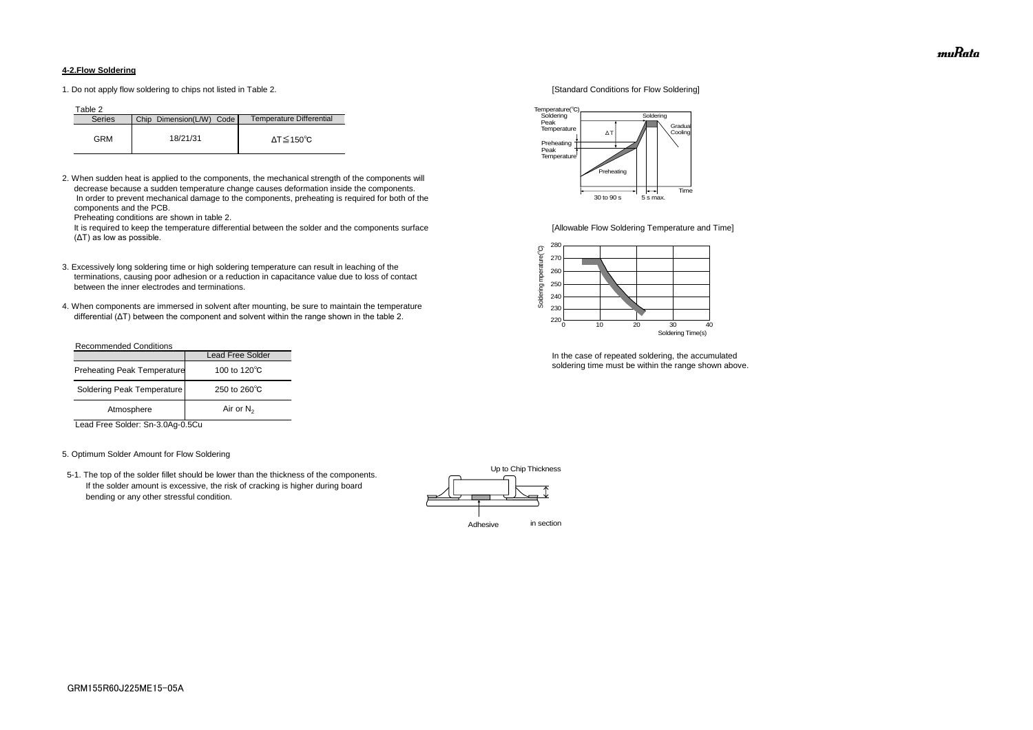**4-2.Flow Soldering**

1. Do not apply flow soldering to chips not listed in Table 2.

Table 2

| Series | Chip Dimension(L/W) Code | Temperature Differential |
|---|---|---|
| GRM | 18/21/31 | ΔT≦150℃ |

2. When sudden heat is applied to the components, the mechanical strength of the components will decrease because a sudden temperature change causes deformation inside the components. In order to prevent mechanical damage to the components, preheating is required for both of the components and the PCB.
   Preheating conditions are shown in table 2.
   It is required to keep the temperature differential between the solder and the components surface (ΔT) as low as possible.

3. Excessively long soldering time or high soldering temperature can result in leaching of the terminations, causing poor adhesion or a reduction in capacitance value due to loss of contact between the inner electrodes and terminations.

4. When components are immersed in solvent after mounting, be sure to maintain the temperature differential (ΔT) between the component and solvent within the range shown in the table 2.

Recommended Conditions

| | Lead Free Solder |
|---|---|
| Preheating Peak Temperature | 100 to 120℃ |
| Soldering Peak Temperature | 250 to 260℃ |
| Atmosphere | Air or $N_2$ |

Lead Free Solder: Sn-3.0Ag-0.5Cu

[Standard Conditions for Flow Soldering]

[Allowable Flow Soldering Temperature and Time]

In the case of repeated soldering, the accumulated soldering time must be within the range shown above.

5. Optimum Solder Amount for Flow Soldering

5-1. The top of the solder fillet should be lower than the thickness of the components. If the solder amount is excessive, the risk of cracking is higher during board bending or any other stressful condition.

Up to Chip Thickness

Adhesive

in section

GRM155R60J225ME15-05A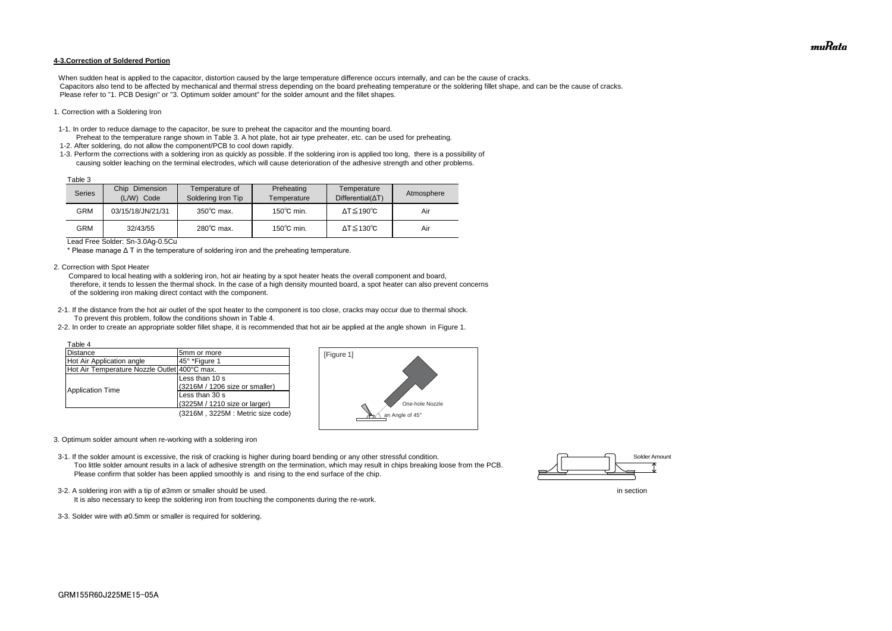### 4-3.Correction of Soldered Portion

When sudden heat is applied to the capacitor, distortion caused by the large temperature difference occurs internally, and can be the cause of cracks.
Capacitors also tend to be affected by mechanical and thermal stress depending on the board preheating temperature or the soldering fillet shape, and can be the cause of cracks.
Please refer to "1. PCB Design" or "3. Optimum solder amount" for the solder amount and the fillet shapes.

1. Correction with a Soldering Iron

1-1. In order to reduce damage to the capacitor, be sure to preheat the capacitor and the mounting board.
Preheat to the temperature range shown in Table 3. A hot plate, hot air type preheater, etc. can be used for preheating.

1-2. After soldering, do not allow the component/PCB to cool down rapidly.

1-3. Perform the corrections with a soldering iron as quickly as possible. If the soldering iron is applied too long, there is a possibility of causing solder leaching on the terminal electrodes, which will cause deterioration of the adhesive strength and other problems.

Table 3

| Series | Chip Dimension (L/W) Code | Temperature of Soldering Iron Tip | Preheating Temperature | Temperature Differential(ΔT) | Atmosphere |
|---|---|---|---|---|---|
| GRM | 03/15/18/JN/21/31 | 350℃ max. | 150℃ min. | ΔT≦190℃ | Air |
| GRM | 32/43/55 | 280℃ max. | 150℃ min. | ΔT≦130℃ | Air |

Lead Free Solder: Sn-3.0Ag-0.5Cu

* Please manage Δ T in the temperature of soldering iron and the preheating temperature.

2. Correction with Spot Heater

Compared to local heating with a soldering iron, hot air heating by a spot heater heats the overall component and board, therefore, it tends to lessen the thermal shock. In the case of a high density mounted board, a spot heater can also prevent concerns of the soldering iron making direct contact with the component.

2-1. If the distance from the hot air outlet of the spot heater to the component is too close, cracks may occur due to thermal shock.
To prevent this problem, follow the conditions shown in Table 4.

2-2. In order to create an appropriate solder fillet shape, it is recommended that hot air be applied at the angle shown in Figure 1.

Table 4

| | |
|---|---|
| Distance | 5mm or more |
| Hot Air Application angle | 45° *Figure 1 |
| Hot Air Temperature Nozzle Outlet | 400°C max. |
| Application Time | Less than 10 s (3216M / 1206 size or smaller) |
| | Less than 30 s (3225M / 1210 size or larger) |

(3216M , 3225M : Metric size code)

[Figure 1]

One-hole Nozzle

an Angle of 45°

3. Optimum solder amount when re-working with a soldering iron

3-1. If the solder amount is excessive, the risk of cracking is higher during board bending or any other stressful condition.
Too little solder amount results in a lack of adhesive strength on the termination, which may result in chips breaking loose from the PCB.
Please confirm that solder has been applied smoothly is and rising to the end surface of the chip.

Solder Amount

in section

3-2. A soldering iron with a tip of ø3mm or smaller should be used.
It is also necessary to keep the soldering iron from touching the components during the re-work.

3-3. Solder wire with ø0.5mm or smaller is required for soldering.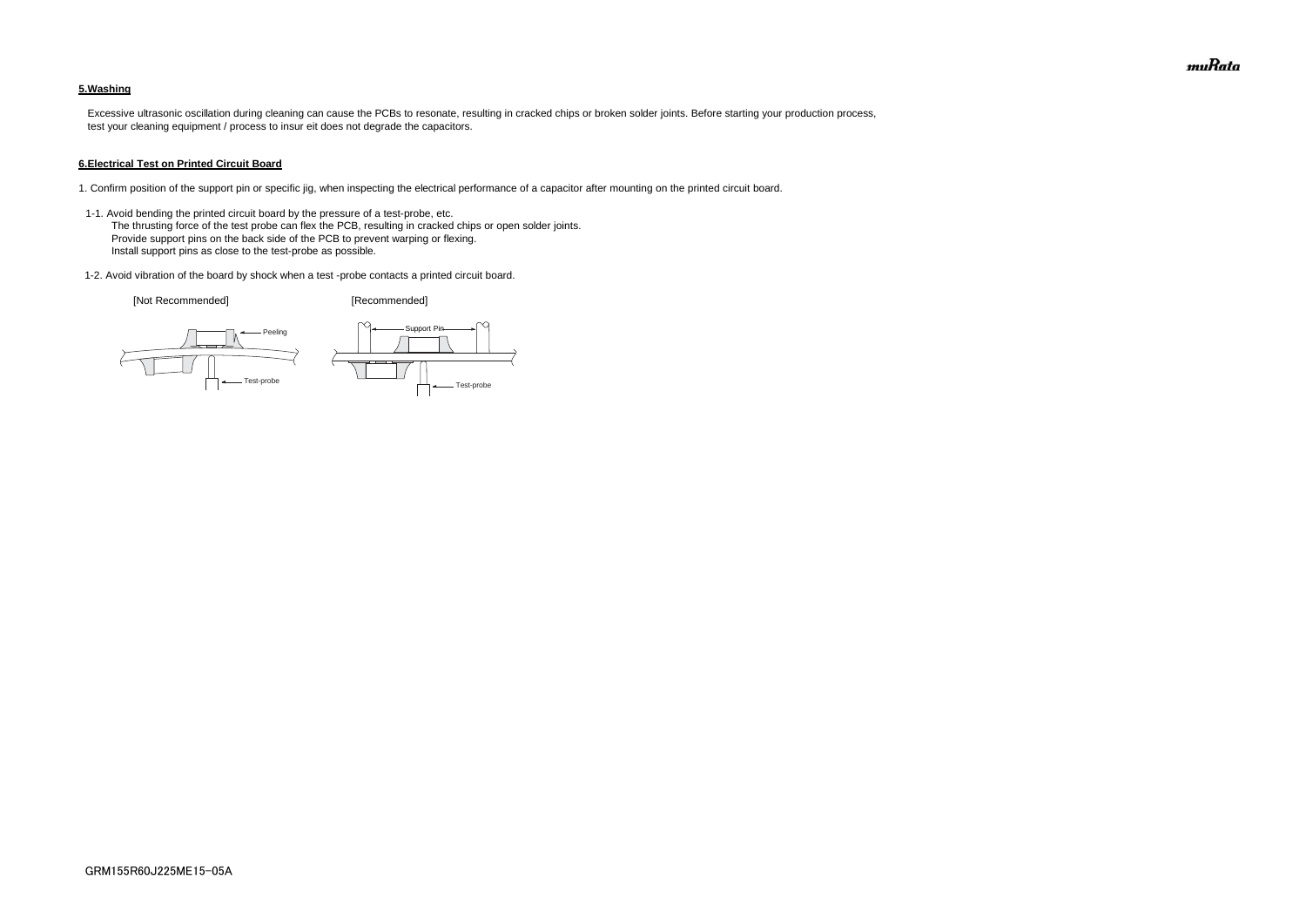**5.Washing**

Excessive ultrasonic oscillation during cleaning can cause the PCBs to resonate, resulting in cracked chips or broken solder joints. Before starting your production process, test your cleaning equipment / process to insur eit does not degrade the capacitors.

**6.Electrical Test on Printed Circuit Board**

1. Confirm position of the support pin or specific jig, when inspecting the electrical performance of a capacitor after mounting on the printed circuit board.

1-1. Avoid bending the printed circuit board by the pressure of a test-probe, etc.
The thrusting force of the test probe can flex the PCB, resulting in cracked chips or open solder joints.
Provide support pins on the back side of the PCB to prevent warping or flexing.
Install support pins as close to the test-probe as possible.

1-2. Avoid vibration of the board by shock when a test -probe contacts a printed circuit board.

[Not Recommended] [Recommended]

Peeling

Support Pin

Test-probe

Test-probe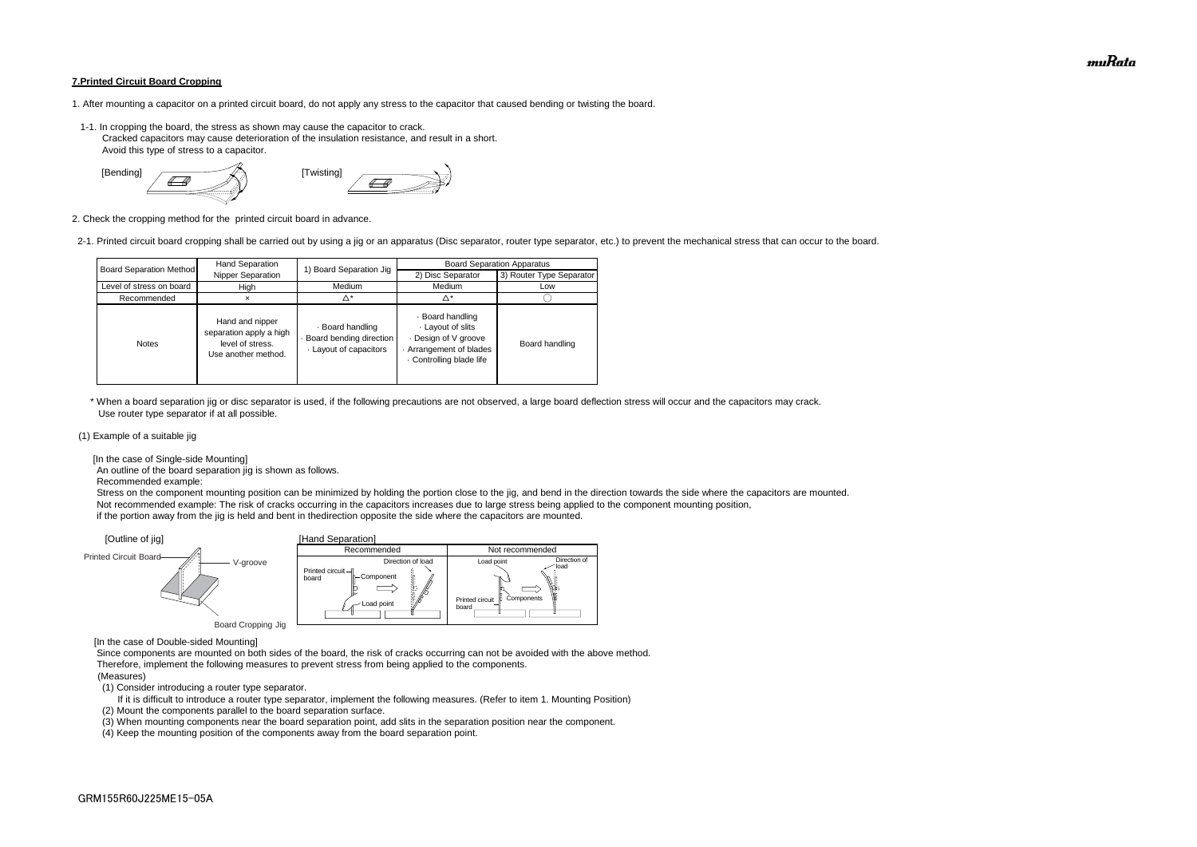**7.Printed Circuit Board Cropping**

1. After mounting a capacitor on a printed circuit board, do not apply any stress to the capacitor that caused bending or twisting the board.

1-1. In cropping the board, the stress as shown may cause the capacitor to crack.
Cracked capacitors may cause deterioration of the insulation resistance, and result in a short.
Avoid this type of stress to a capacitor.

[Bending] [Twisting]

2. Check the cropping method for the printed circuit board in advance.

2-1. Printed circuit board cropping shall be carried out by using a jig or an apparatus (Disc separator, router type separator, etc.) to prevent the mechanical stress that can occur to the board.

| Board Separation Method | Hand Separation Nipper Separation | 1) Board Separation Jig | Board Separation Apparatus | |
|---|---|---|---|---|
| | | | 2) Disc Separator | 3) Router Type Separator |
| Level of stress on board | High | Medium | Medium | Low |
| Recommended | × | △* | △* | ○ |
| Notes | Hand and nipper separation apply a high level of stress. Use another method. | · Board handling<br>· Board bending direction<br>· Layout of capacitors | · Board handling<br>· Layout of slits<br>· Design of V groove<br>· Arrangement of blades<br>· Controlling blade life | Board handling |

\* When a board separation jig or disc separator is used, if the following precautions are not observed, a large board deflection stress will occur and the capacitors may crack.
Use router type separator if at all possible.

(1) Example of a suitable jig

[In the case of Single-side Mounting]
An outline of the board separation jig is shown as follows.
Recommended example:
Stress on the component mounting position can be minimized by holding the portion close to the jig, and bend in the direction towards the side where the capacitors are mounted.
Not recommended example: The risk of cracks occurring in the capacitors increases due to large stress being applied to the component mounting position,
if the portion away from the jig is held and bent in thedirection opposite the side where the capacitors are mounted.

[Outline of jig] Printed Circuit Board, V-groove, Board Cropping Jig

[Hand Separation]

| Recommended | Not recommended |
|---|---|
| Printed circuit board, Component, Load point, Direction of load | Load point, Direction of load, Printed circuit board, Components |

[In the case of Double-sided Mounting]
Since components are mounted on both sides of the board, the risk of cracks occurring can not be avoided with the above method.
Therefore, implement the following measures to prevent stress from being applied to the components.
(Measures)
(1) Consider introducing a router type separator.
If it is difficult to introduce a router type separator, implement the following measures. (Refer to item 1. Mounting Position)
(2) Mount the components parallel to the board separation surface.
(3) When mounting components near the board separation point, add slits in the separation position near the component.
(4) Keep the mounting position of the components away from the board separation point.

GRM155R60J225ME15-05A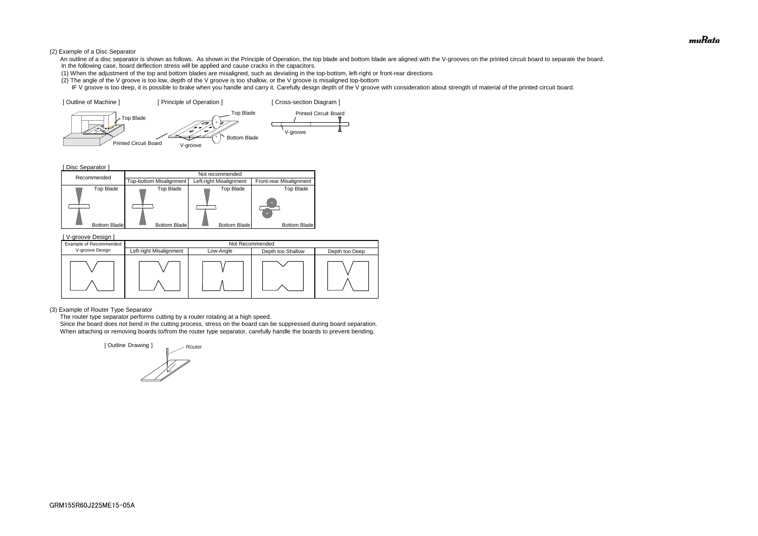(2) Example of a Disc Separator

An outline of a disc separator is shown as follows. As shown in the Principle of Operation, the top blade and bottom blade are aligned with the V-grooves on the printed circuit board to separate the board. In the following case, board deflection stress will be applied and cause cracks in the capacitors.

(1) When the adjustment of the top and bottom blades are misaligned, such as deviating in the top-bottom, left-right or front-rear directions

(2) The angle of the V groove is too low, depth of the V groove is too shallow, or the V groove is misaligned top-bottom

IF V groove is too deep, it is possible to brake when you handle and carry it. Carefully design depth of the V groove with consideration about strength of material of the printed circuit board.

[ Outline of Machine ] [ Principle of Operation ] [ Cross-section Diagram ]

Top Blade

Printed Circuit Board

Top Blade

Bottom Blade

V-groove

Printed Circuit Board

V-groove

[ Disc Separator ]

| Recommended | Not recommended | | |
|---|---|---|---|
| | Top-bottom Misalignment | Left-right Misalignment | Front-rear Misalignment |
| Top Blade / Bottom Blade | Top Blade / Bottom Blade | Top Blade / Bottom Blade | Top Blade / Bottom Blade |

[ V-groove Design ]

| Example of Recommended V-groove Design | Not Recommended | | | |
|---|---|---|---|---|
| | Left-right Misalignment | Low-Angle | Depth too Shallow | Depth too Deep |

(3) Example of Router Type Separator

The router type separator performs cutting by a router rotating at a high speed.

Since the board does not bend in the cutting process, stress on the board can be suppressed during board separation.

When attaching or removing boards to/from the router type separator, carefully handle the boards to prevent bending.

[ Outline Drawing ]

Router

GRM155R60J225ME15-05A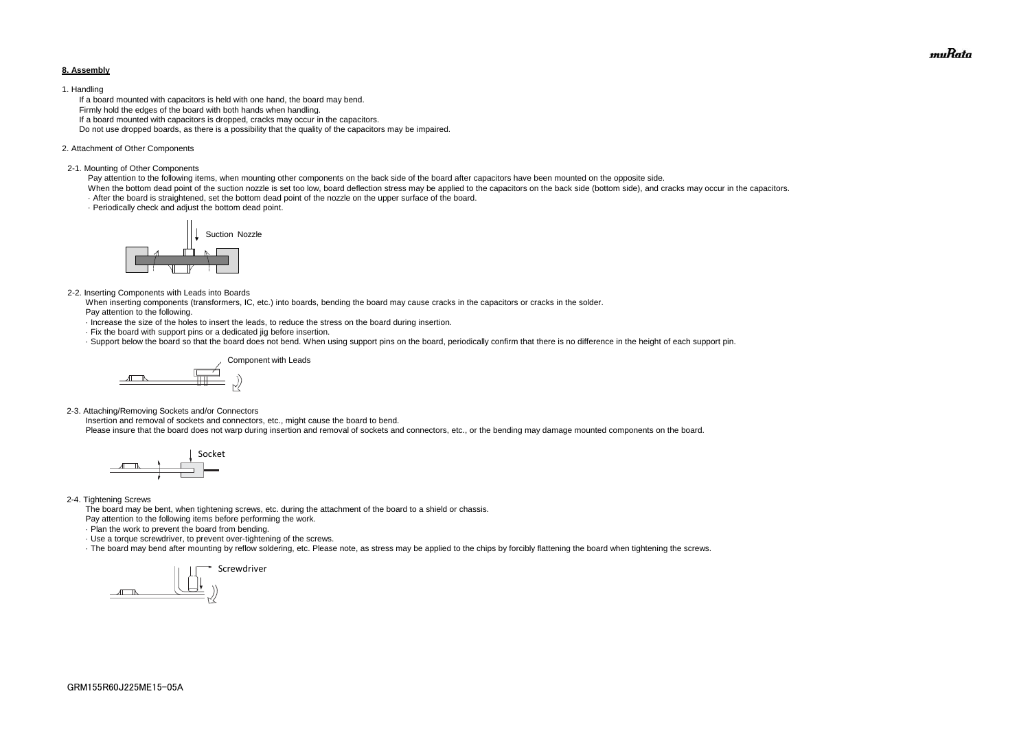## 8. Assembly

1. Handling

If a board mounted with capacitors is held with one hand, the board may bend.
Firmly hold the edges of the board with both hands when handling.
If a board mounted with capacitors is dropped, cracks may occur in the capacitors.
Do not use dropped boards, as there is a possibility that the quality of the capacitors may be impaired.

2. Attachment of Other Components

2-1. Mounting of Other Components

Pay attention to the following items, when mounting other components on the back side of the board after capacitors have been mounted on the opposite side.
When the bottom dead point of the suction nozzle is set too low, board deflection stress may be applied to the capacitors on the back side (bottom side), and cracks may occur in the capacitors.

· After the board is straightened, set the bottom dead point of the nozzle on the upper surface of the board.
· Periodically check and adjust the bottom dead point.

Suction Nozzle

2-2. Inserting Components with Leads into Boards

When inserting components (transformers, IC, etc.) into boards, bending the board may cause cracks in the capacitors or cracks in the solder.
Pay attention to the following.

· Increase the size of the holes to insert the leads, to reduce the stress on the board during insertion.
· Fix the board with support pins or a dedicated jig before insertion.
· Support below the board so that the board does not bend. When using support pins on the board, periodically confirm that there is no difference in the height of each support pin.

Component with Leads

2-3. Attaching/Removing Sockets and/or Connectors

Insertion and removal of sockets and connectors, etc., might cause the board to bend.
Please insure that the board does not warp during insertion and removal of sockets and connectors, etc., or the bending may damage mounted components on the board.

Socket

2-4. Tightening Screws

The board may be bent, when tightening screws, etc. during the attachment of the board to a shield or chassis.
Pay attention to the following items before performing the work.

· Plan the work to prevent the board from bending.
· Use a torque screwdriver, to prevent over-tightening of the screws.
· The board may bend after mounting by reflow soldering, etc. Please note, as stress may be applied to the chips by forcibly flattening the board when tightening the screws.

Screwdriver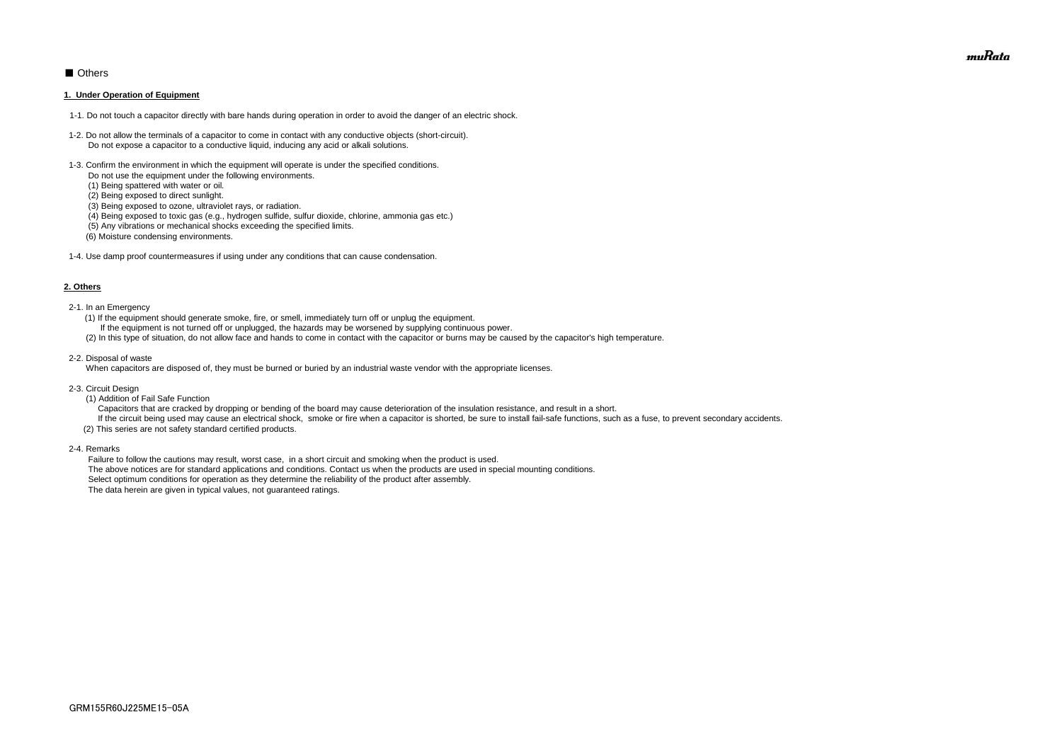■ Others

**1. Under Operation of Equipment**

1-1. Do not touch a capacitor directly with bare hands during operation in order to avoid the danger of an electric shock.

1-2. Do not allow the terminals of a capacitor to come in contact with any conductive objects (short-circuit).
Do not expose a capacitor to a conductive liquid, inducing any acid or alkali solutions.

1-3. Confirm the environment in which the equipment will operate is under the specified conditions.
Do not use the equipment under the following environments.
(1) Being spattered with water or oil.
(2) Being exposed to direct sunlight.
(3) Being exposed to ozone, ultraviolet rays, or radiation.
(4) Being exposed to toxic gas (e.g., hydrogen sulfide, sulfur dioxide, chlorine, ammonia gas etc.)
(5) Any vibrations or mechanical shocks exceeding the specified limits.
(6) Moisture condensing environments.

1-4. Use damp proof countermeasures if using under any conditions that can cause condensation.

**2. Others**

2-1. In an Emergency
(1) If the equipment should generate smoke, fire, or smell, immediately turn off or unplug the equipment.
If the equipment is not turned off or unplugged, the hazards may be worsened by supplying continuous power.
(2) In this type of situation, do not allow face and hands to come in contact with the capacitor or burns may be caused by the capacitor's high temperature.

2-2. Disposal of waste
When capacitors are disposed of, they must be burned or buried by an industrial waste vendor with the appropriate licenses.

2-3. Circuit Design
(1) Addition of Fail Safe Function
Capacitors that are cracked by dropping or bending of the board may cause deterioration of the insulation resistance, and result in a short.
If the circuit being used may cause an electrical shock, smoke or fire when a capacitor is shorted, be sure to install fail-safe functions, such as a fuse, to prevent secondary accidents.
(2) This series are not safety standard certified products.

2-4. Remarks
Failure to follow the cautions may result, worst case, in a short circuit and smoking when the product is used.
The above notices are for standard applications and conditions. Contact us when the products are used in special mounting conditions.
Select optimum conditions for operation as they determine the reliability of the product after assembly.
The data herein are given in typical values, not guaranteed ratings.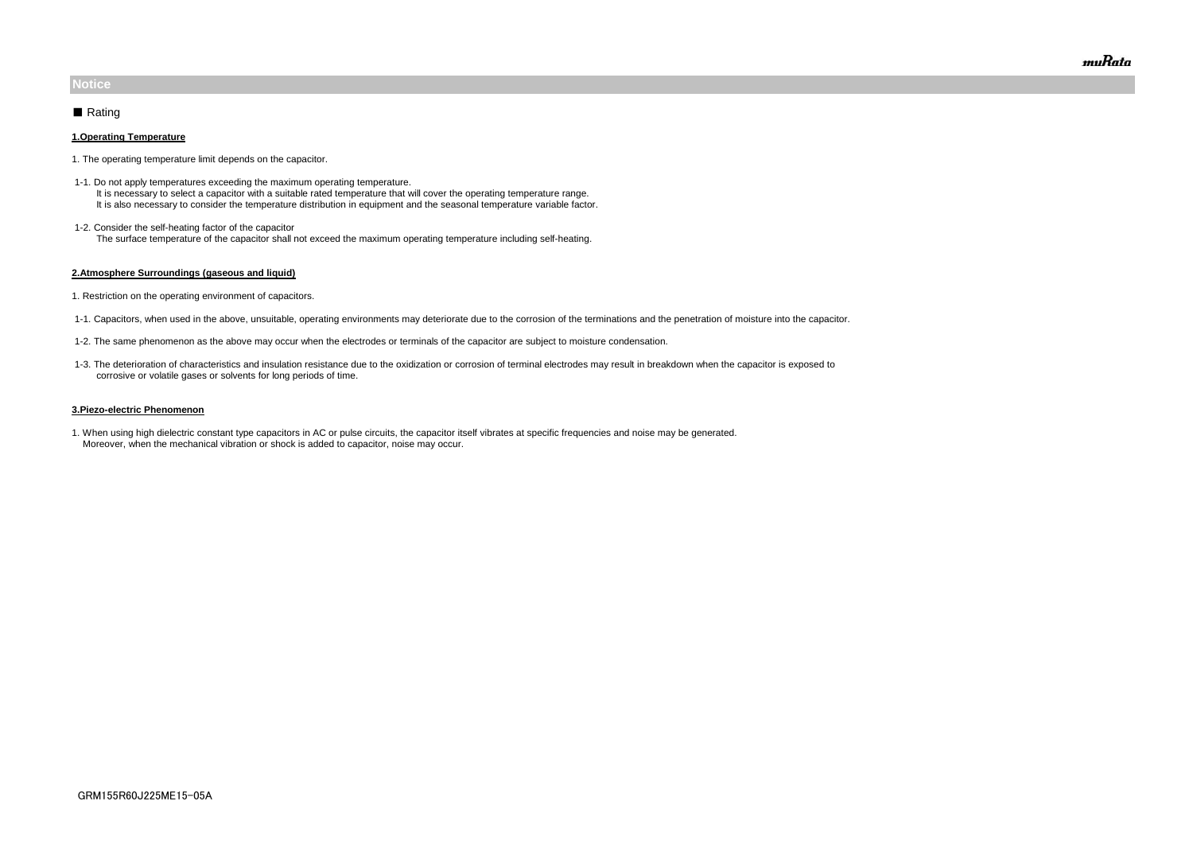## Notice

### ■ Rating

**1.Operating Temperature**

1. The operating temperature limit depends on the capacitor.

1-1. Do not apply temperatures exceeding the maximum operating temperature.
It is necessary to select a capacitor with a suitable rated temperature that will cover the operating temperature range.
It is also necessary to consider the temperature distribution in equipment and the seasonal temperature variable factor.

1-2. Consider the self-heating factor of the capacitor
The surface temperature of the capacitor shall not exceed the maximum operating temperature including self-heating.

**2.Atmosphere Surroundings (gaseous and liquid)**

1. Restriction on the operating environment of capacitors.

1-1. Capacitors, when used in the above, unsuitable, operating environments may deteriorate due to the corrosion of the terminations and the penetration of moisture into the capacitor.

1-2. The same phenomenon as the above may occur when the electrodes or terminals of the capacitor are subject to moisture condensation.

1-3. The deterioration of characteristics and insulation resistance due to the oxidization or corrosion of terminal electrodes may result in breakdown when the capacitor is exposed to corrosive or volatile gases or solvents for long periods of time.

**3.Piezo-electric Phenomenon**

1. When using high dielectric constant type capacitors in AC or pulse circuits, the capacitor itself vibrates at specific frequencies and noise may be generated.
Moreover, when the mechanical vibration or shock is added to capacitor, noise may occur.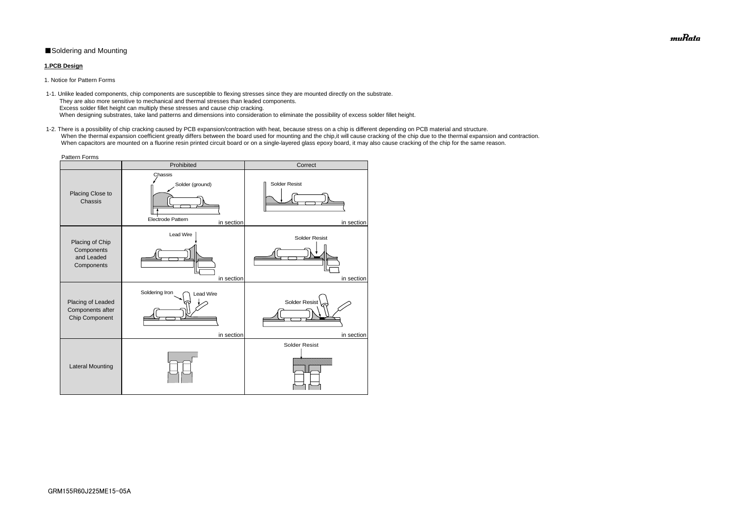■Soldering and Mounting

**1.PCB Design**

1. Notice for Pattern Forms

1-1. Unlike leaded components, chip components are susceptible to flexing stresses since they are mounted directly on the substrate.
They are also more sensitive to mechanical and thermal stresses than leaded components.
Excess solder fillet height can multiply these stresses and cause chip cracking.
When designing substrates, take land patterns and dimensions into consideration to eliminate the possibility of excess solder fillet height.

1-2. There is a possibility of chip cracking caused by PCB expansion/contraction with heat, because stress on a chip is different depending on PCB material and structure.
When the thermal expansion coefficient greatly differs between the board used for mounting and the chip,it will cause cracking of the chip due to the thermal expansion and contraction.
When capacitors are mounted on a fluorine resin printed circuit board or on a single-layered glass epoxy board, it may also cause cracking of the chip for the same reason.

Pattern Forms

| | Prohibited | Correct |
|---|---|---|
| Placing Close to Chassis | Chassis, Solder (ground), Electrode Pattern — in section | Solder Resist — in section |
| Placing of Chip Components and Leaded Components | Lead Wire — in section | Solder Resist — in section |
| Placing of Leaded Components after Chip Component | Soldering Iron, Lead Wire — in section | Solder Resist — in section |
| Lateral Mounting | | Solder Resist |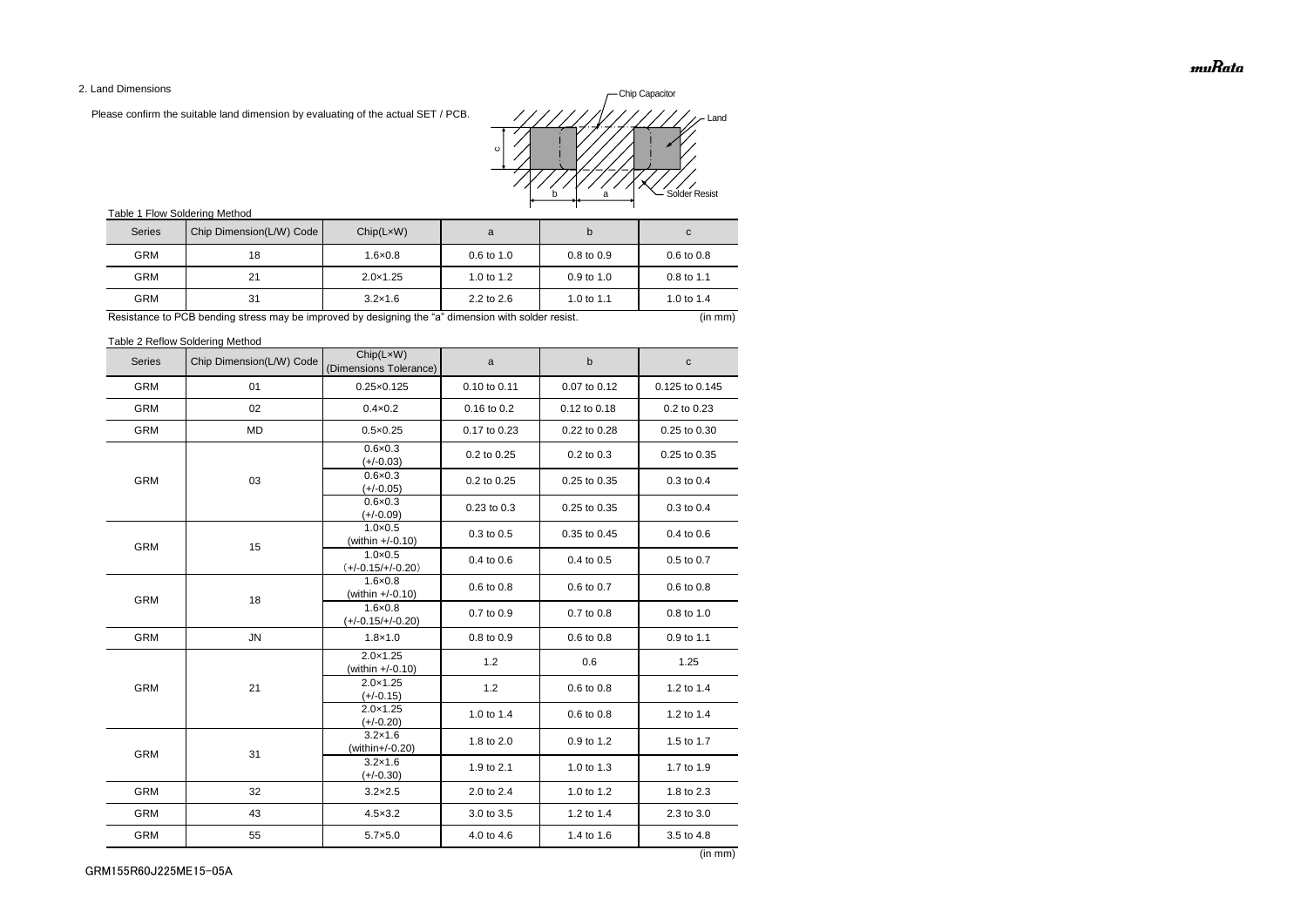## 2. Land Dimensions

Please confirm the suitable land dimension by evaluating of the actual SET / PCB.

Chip Capacitor

Land

Solder Resist

c

b a

Table 1 Flow Soldering Method

| Series | Chip Dimension(L/W) Code | Chip(L×W) | a | b | c |
|---|---|---|---|---|---|
| GRM | 18 | 1.6×0.8 | 0.6 to 1.0 | 0.8 to 0.9 | 0.6 to 0.8 |
| GRM | 21 | 2.0×1.25 | 1.0 to 1.2 | 0.9 to 1.0 | 0.8 to 1.1 |
| GRM | 31 | 3.2×1.6 | 2.2 to 2.6 | 1.0 to 1.1 | 1.0 to 1.4 |

Resistance to PCB bending stress may be improved by designing the "a" dimension with solder resist. (in mm)

Table 2 Reflow Soldering Method

| Series | Chip Dimension(L/W) Code | Chip(L×W) (Dimensions Tolerance) | a | b | c |
|---|---|---|---|---|---|
| GRM | 01 | 0.25×0.125 | 0.10 to 0.11 | 0.07 to 0.12 | 0.125 to 0.145 |
| GRM | 02 | 0.4×0.2 | 0.16 to 0.2 | 0.12 to 0.18 | 0.2 to 0.23 |
| GRM | MD | 0.5×0.25 | 0.17 to 0.23 | 0.22 to 0.28 | 0.25 to 0.30 |
| GRM | 03 | 0.6×0.3 (+/-0.03) | 0.2 to 0.25 | 0.2 to 0.3 | 0.25 to 0.35 |
| | | 0.6×0.3 (+/-0.05) | 0.2 to 0.25 | 0.25 to 0.35 | 0.3 to 0.4 |
| | | 0.6×0.3 (+/-0.09) | 0.23 to 0.3 | 0.25 to 0.35 | 0.3 to 0.4 |
| GRM | 15 | 1.0×0.5 (within +/-0.10) | 0.3 to 0.5 | 0.35 to 0.45 | 0.4 to 0.6 |
| | | 1.0×0.5 (+/-0.15/+/-0.20) | 0.4 to 0.6 | 0.4 to 0.5 | 0.5 to 0.7 |
| GRM | 18 | 1.6×0.8 (within +/-0.10) | 0.6 to 0.8 | 0.6 to 0.7 | 0.6 to 0.8 |
| | | 1.6×0.8 (+/-0.15/+/-0.20) | 0.7 to 0.9 | 0.7 to 0.8 | 0.8 to 1.0 |
| GRM | JN | 1.8×1.0 | 0.8 to 0.9 | 0.6 to 0.8 | 0.9 to 1.1 |
| GRM | 21 | 2.0×1.25 (within +/-0.10) | 1.2 | 0.6 | 1.25 |
| | | 2.0×1.25 (+/-0.15) | 1.2 | 0.6 to 0.8 | 1.2 to 1.4 |
| | | 2.0×1.25 (+/-0.20) | 1.0 to 1.4 | 0.6 to 0.8 | 1.2 to 1.4 |
| GRM | 31 | 3.2×1.6 (within+/-0.20) | 1.8 to 2.0 | 0.9 to 1.2 | 1.5 to 1.7 |
| | | 3.2×1.6 (+/-0.30) | 1.9 to 2.1 | 1.0 to 1.3 | 1.7 to 1.9 |
| GRM | 32 | 3.2×2.5 | 2.0 to 2.4 | 1.0 to 1.2 | 1.8 to 2.3 |
| GRM | 43 | 4.5×3.2 | 3.0 to 3.5 | 1.2 to 1.4 | 2.3 to 3.0 |
| GRM | 55 | 5.7×5.0 | 4.0 to 4.6 | 1.4 to 1.6 | 3.5 to 4.8 |

(in mm)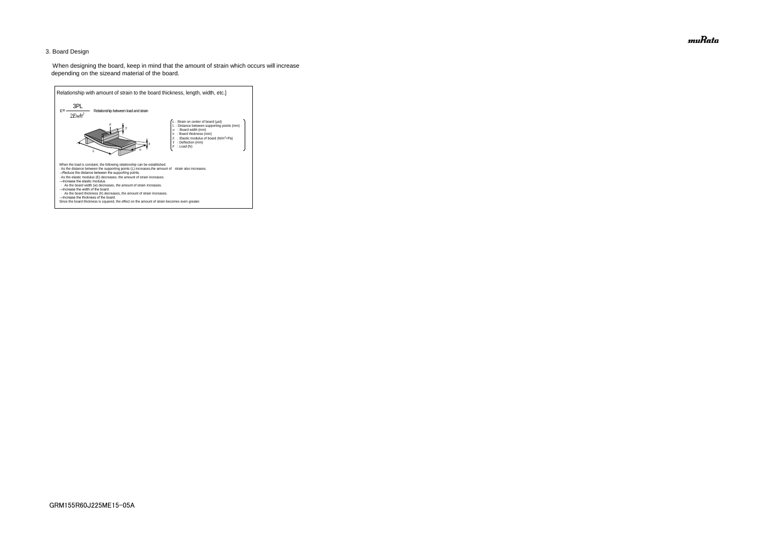## 3. Board Design

When designing the board, keep in mind that the amount of strain which occurs will increase depending on the sizeand material of the board.

Relationship with amount of strain to the board thickness, length, width, etc.]

$$\varepsilon = \frac{3PL}{2Ewh^2}$$ Relationship between load and strain

- $\varepsilon$ : Strain on center of board (μst)
- $L$ : Distance between supporting points (mm)
- $w$ : Board width (mm)
- $h$ : Board thickness (mm)
- $E$ : Elastic modulus of board ($N/m^2$=Pa)
- $Y$ : Deflection (mm)
- $P$ : Load (N)

When the load is constant, the following relationship can be established.

- As the distance between the supporting points (L) increases,the amount of strain also increases.
  →Reduce the distance between the supporting points.
- As the elastic modulus (E) decreases, the amount of strain increases.
  →Increase the elastic modulus.
- As the board width (w) decreases, the amount of strain increases.
  →Increase the width of the board.
- As the board thickness (h) decreases, the amount of strain increases.
  →Increase the thickness of the board.

Since the board thickness is squared, the effect on the amount of strain becomes even greater.

GRM155R60J225ME15-05A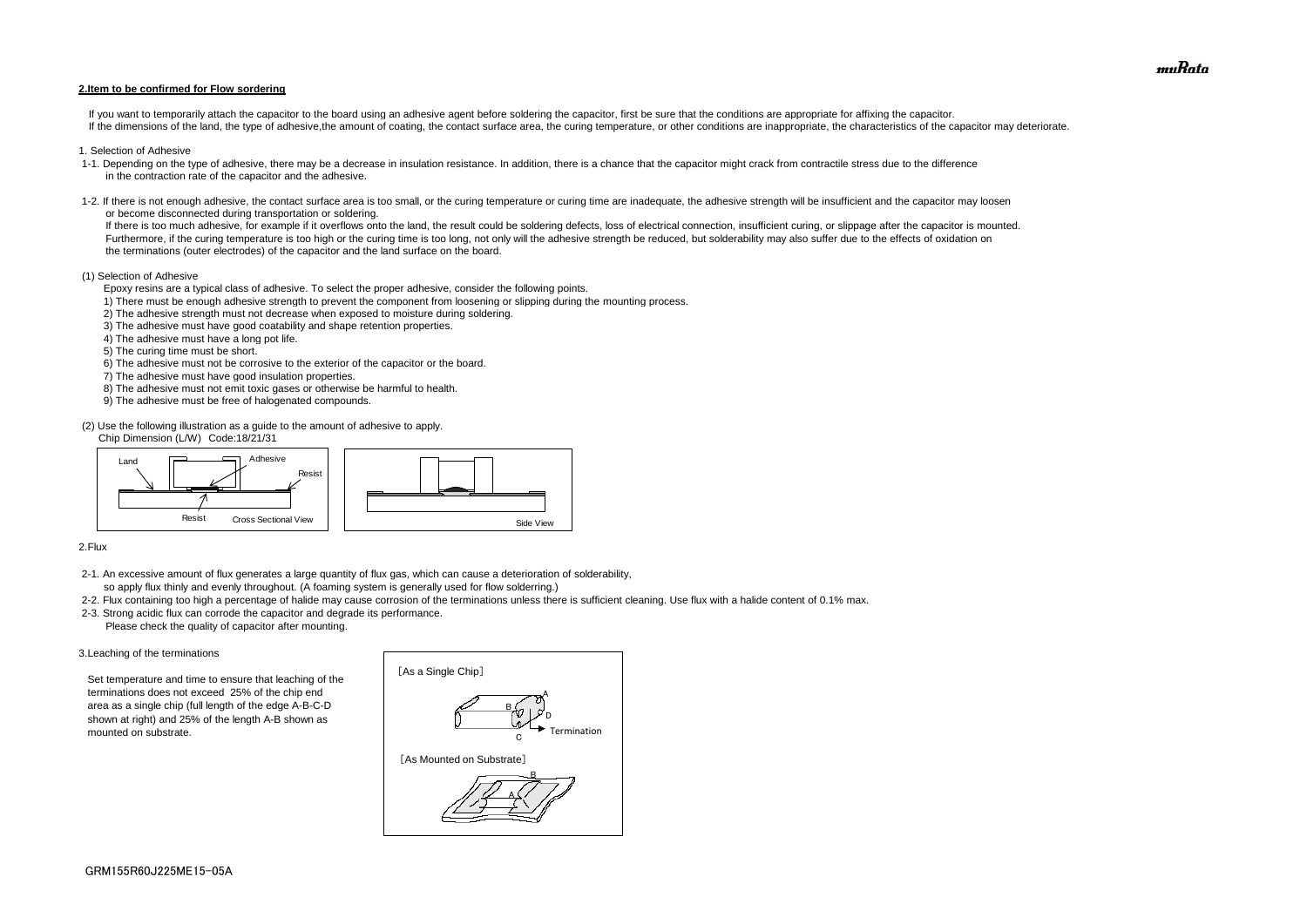## 2.Item to be confirmed for Flow sordering

If you want to temporarily attach the capacitor to the board using an adhesive agent before soldering the capacitor, first be sure that the conditions are appropriate for affixing the capacitor.
If the dimensions of the land, the type of adhesive,the amount of coating, the contact surface area, the curing temperature, or other conditions are inappropriate, the characteristics of the capacitor may deteriorate.

1. Selection of Adhesive

1-1. Depending on the type of adhesive, there may be a decrease in insulation resistance. In addition, there is a chance that the capacitor might crack from contractile stress due to the difference in the contraction rate of the capacitor and the adhesive.

1-2. If there is not enough adhesive, the contact surface area is too small, or the curing temperature or curing time are inadequate, the adhesive strength will be insufficient and the capacitor may loosen or become disconnected during transportation or soldering.
If there is too much adhesive, for example if it overflows onto the land, the result could be soldering defects, loss of electrical connection, insufficient curing, or slippage after the capacitor is mounted.
Furthermore, if the curing temperature is too high or the curing time is too long, not only will the adhesive strength be reduced, but solderability may also suffer due to the effects of oxidation on the terminations (outer electrodes) of the capacitor and the land surface on the board.

(1) Selection of Adhesive

Epoxy resins are a typical class of adhesive. To select the proper adhesive, consider the following points.

1) There must be enough adhesive strength to prevent the component from loosening or slipping during the mounting process.
2) The adhesive strength must not decrease when exposed to moisture during soldering.
3) The adhesive must have good coatability and shape retention properties.
4) The adhesive must have a long pot life.
5) The curing time must be short.
6) The adhesive must not be corrosive to the exterior of the capacitor or the board.
7) The adhesive must have good insulation properties.
8) The adhesive must not emit toxic gases or otherwise be harmful to health.
9) The adhesive must be free of halogenated compounds.

(2) Use the following illustration as a guide to the amount of adhesive to apply.
Chip Dimension (L/W) Code:18/21/31

Land Adhesive Resist Resist Cross Sectional View

Side View

2.Flux

2-1. An excessive amount of flux generates a large quantity of flux gas, which can cause a deterioration of solderability, so apply flux thinly and evenly throughout. (A foaming system is generally used for flow solderring.)
2-2. Flux containing too high a percentage of halide may cause corrosion of the terminations unless there is sufficient cleaning. Use flux with a halide content of 0.1% max.
2-3. Strong acidic flux can corrode the capacitor and degrade its performance.
Please check the quality of capacitor after mounting.

3.Leaching of the terminations

Set temperature and time to ensure that leaching of the terminations does not exceed 25% of the chip end area as a single chip (full length of the edge A-B-C-D shown at right) and 25% of the length A-B shown as mounted on substrate.

[As a Single Chip]

A B D C Termination

[As Mounted on Substrate]

B A

GRM155R60J225ME15-05A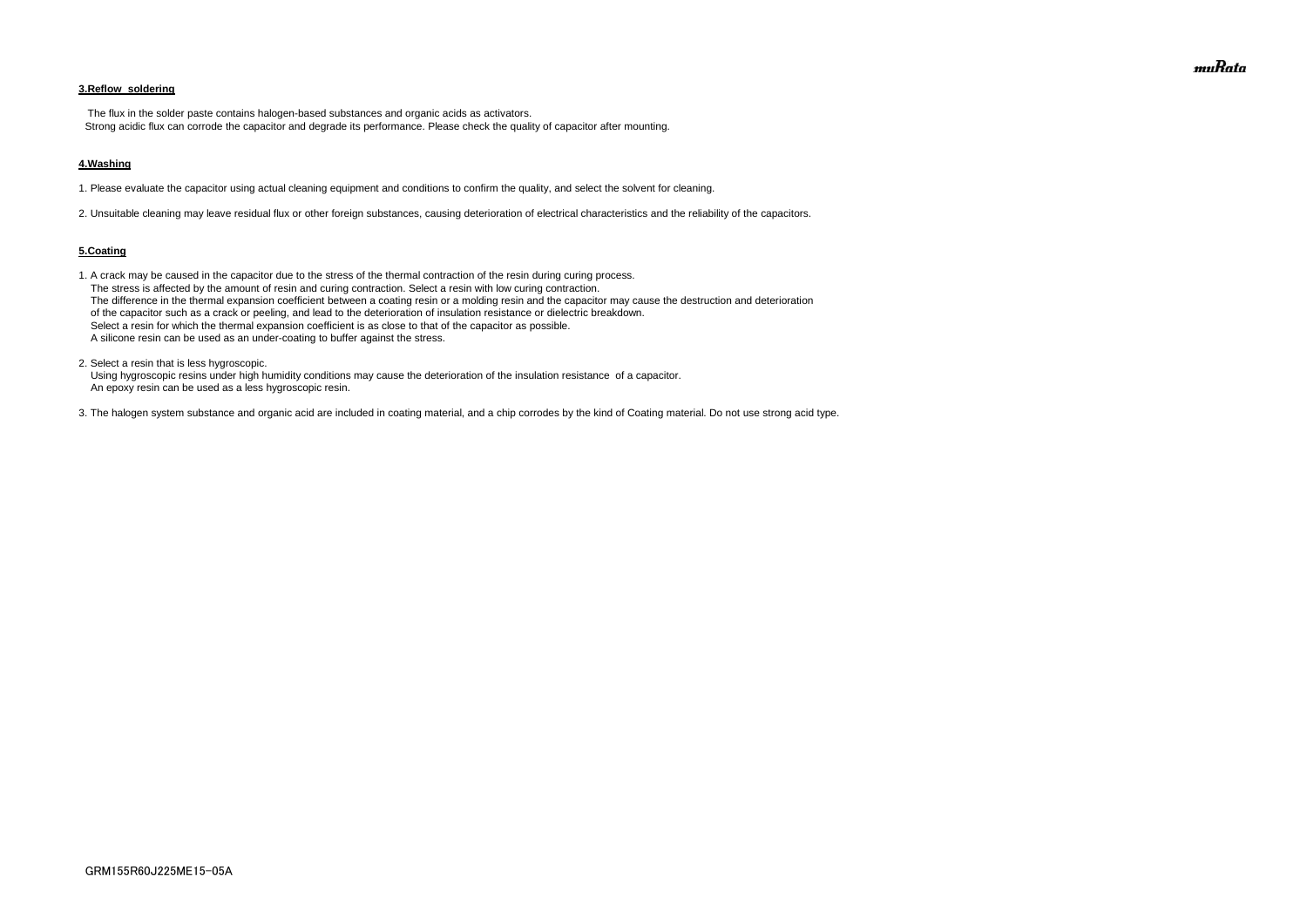**3.Reflow soldering**

The flux in the solder paste contains halogen-based substances and organic acids as activators.
Strong acidic flux can corrode the capacitor and degrade its performance. Please check the quality of capacitor after mounting.

**4.Washing**

1. Please evaluate the capacitor using actual cleaning equipment and conditions to confirm the quality, and select the solvent for cleaning.

2. Unsuitable cleaning may leave residual flux or other foreign substances, causing deterioration of electrical characteristics and the reliability of the capacitors.

**5.Coating**

1. A crack may be caused in the capacitor due to the stress of the thermal contraction of the resin during curing process.
   The stress is affected by the amount of resin and curing contraction. Select a resin with low curing contraction.
   The difference in the thermal expansion coefficient between a coating resin or a molding resin and the capacitor may cause the destruction and deterioration of the capacitor such as a crack or peeling, and lead to the deterioration of insulation resistance or dielectric breakdown.
   Select a resin for which the thermal expansion coefficient is as close to that of the capacitor as possible.
   A silicone resin can be used as an under-coating to buffer against the stress.

2. Select a resin that is less hygroscopic.
   Using hygroscopic resins under high humidity conditions may cause the deterioration of the insulation resistance of a capacitor.
   An epoxy resin can be used as a less hygroscopic resin.

3. The halogen system substance and organic acid are included in coating material, and a chip corrodes by the kind of Coating material. Do not use strong acid type.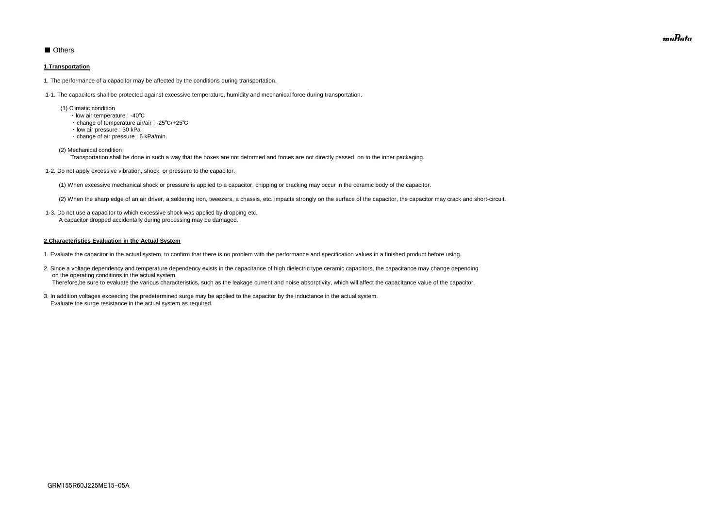■ Others

**1.Transportation**

1. The performance of a capacitor may be affected by the conditions during transportation.

1-1. The capacitors shall be protected against excessive temperature, humidity and mechanical force during transportation.

(1) Climatic condition

- ・low air temperature : -40℃
- ・change of temperature air/air : -25℃/+25℃
- ・low air pressure : 30 kPa
- ・change of air pressure : 6 kPa/min.

(2) Mechanical condition

Transportation shall be done in such a way that the boxes are not deformed and forces are not directly passed on to the inner packaging.

1-2. Do not apply excessive vibration, shock, or pressure to the capacitor.

(1) When excessive mechanical shock or pressure is applied to a capacitor, chipping or cracking may occur in the ceramic body of the capacitor.

(2) When the sharp edge of an air driver, a soldering iron, tweezers, a chassis, etc. impacts strongly on the surface of the capacitor, the capacitor may crack and short-circuit.

1-3. Do not use a capacitor to which excessive shock was applied by dropping etc.
A capacitor dropped accidentally during processing may be damaged.

**2.Characteristics Evaluation in the Actual System**

1. Evaluate the capacitor in the actual system, to confirm that there is no problem with the performance and specification values in a finished product before using.

2. Since a voltage dependency and temperature dependency exists in the capacitance of high dielectric type ceramic capacitors, the capacitance may change depending on the operating conditions in the actual system.
Therefore,be sure to evaluate the various characteristics, such as the leakage current and noise absorptivity, which will affect the capacitance value of the capacitor.

3. In addition,voltages exceeding the predetermined surge may be applied to the capacitor by the inductance in the actual system.
Evaluate the surge resistance in the actual system as required.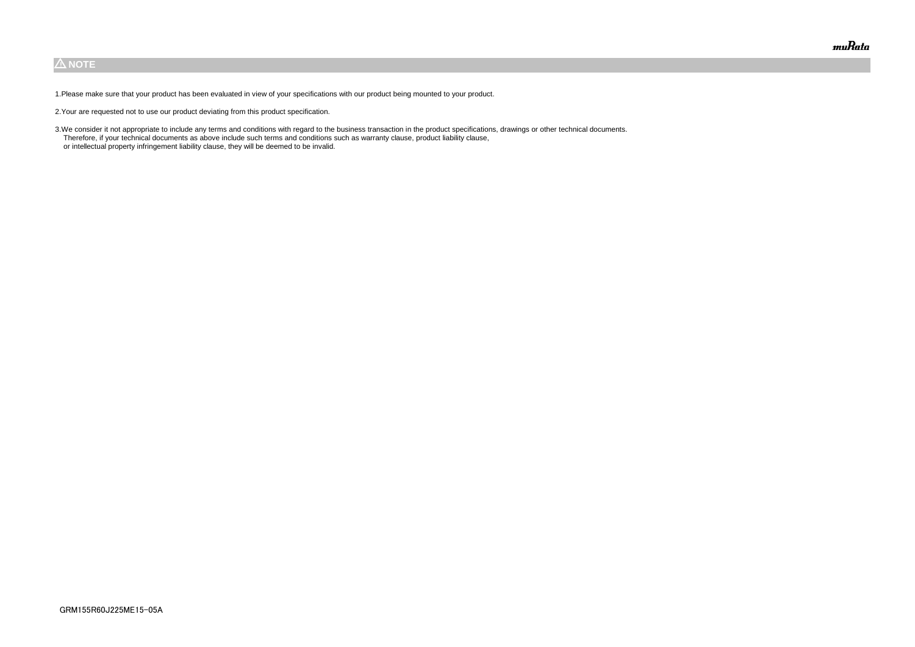## ⚠ NOTE

1.Please make sure that your product has been evaluated in view of your specifications with our product being mounted to your product.

2.Your are requested not to use our product deviating from this product specification.

3.We consider it not appropriate to include any terms and conditions with regard to the business transaction in the product specifications, drawings or other technical documents.
Therefore, if your technical documents as above include such terms and conditions such as warranty clause, product liability clause,
or intellectual property infringement liability clause, they will be deemed to be invalid.